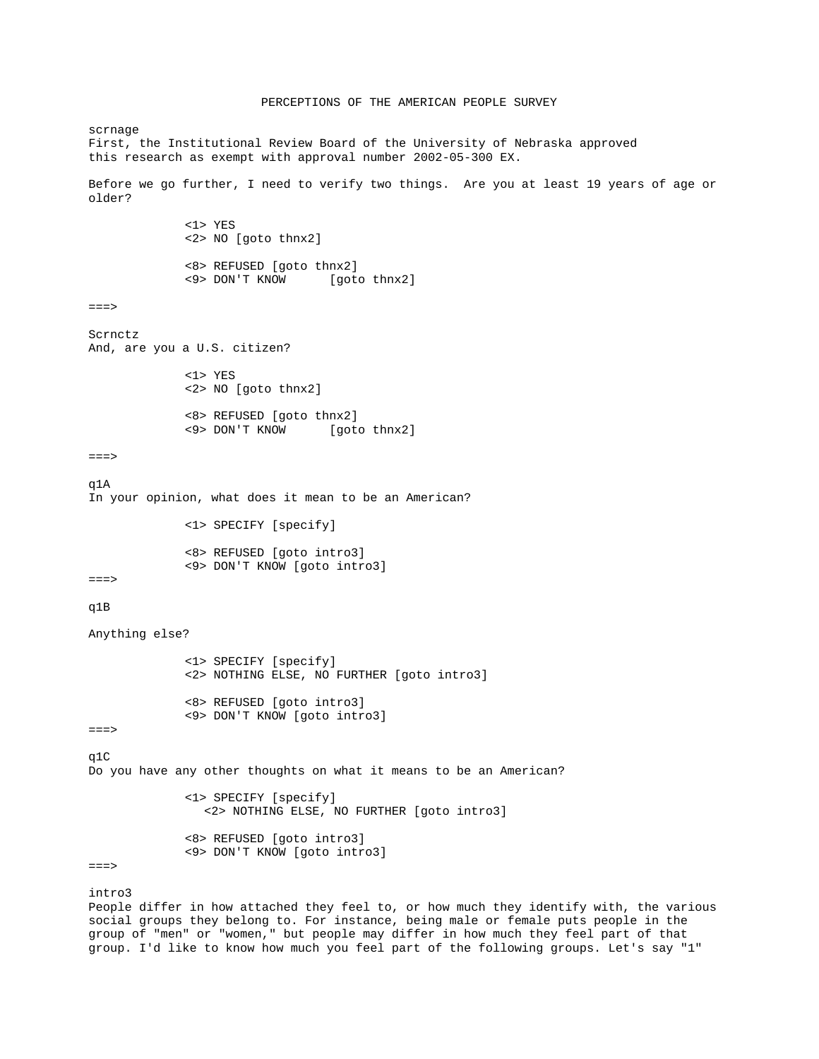# PERCEPTIONS OF THE AMERICAN PEOPLE SURVEY

scrnage
First, the Institutional Review Board of the University of Nebraska approved this research as exempt with approval number 2002-05-300 EX.

Before we go further, I need to verify two things. Are you at least 19 years of age or older?

<1> YES
<2> NO [goto thnx2]

<8> REFUSED [goto thnx2]
<9> DON'T KNOW [goto thnx2]

===>

Scrnctz
And, are you a U.S. citizen?

<1> YES
<2> NO [goto thnx2]

<8> REFUSED [goto thnx2]
<9> DON'T KNOW [goto thnx2]

===>

q1A
In your opinion, what does it mean to be an American?

<1> SPECIFY [specify]

<8> REFUSED [goto intro3]
<9> DON'T KNOW [goto intro3]

===>

q1B

Anything else?

<1> SPECIFY [specify]
<2> NOTHING ELSE, NO FURTHER [goto intro3]

<8> REFUSED [goto intro3]
<9> DON'T KNOW [goto intro3]

===>

q1C
Do you have any other thoughts on what it means to be an American?

<1> SPECIFY [specify]
<2> NOTHING ELSE, NO FURTHER [goto intro3]

<8> REFUSED [goto intro3]
<9> DON'T KNOW [goto intro3]

===>

intro3
People differ in how attached they feel to, or how much they identify with, the various social groups they belong to. For instance, being male or female puts people in the group of "men" or "women," but people may differ in how much they feel part of that group. I'd like to know how much you feel part of the following groups. Let's say "1"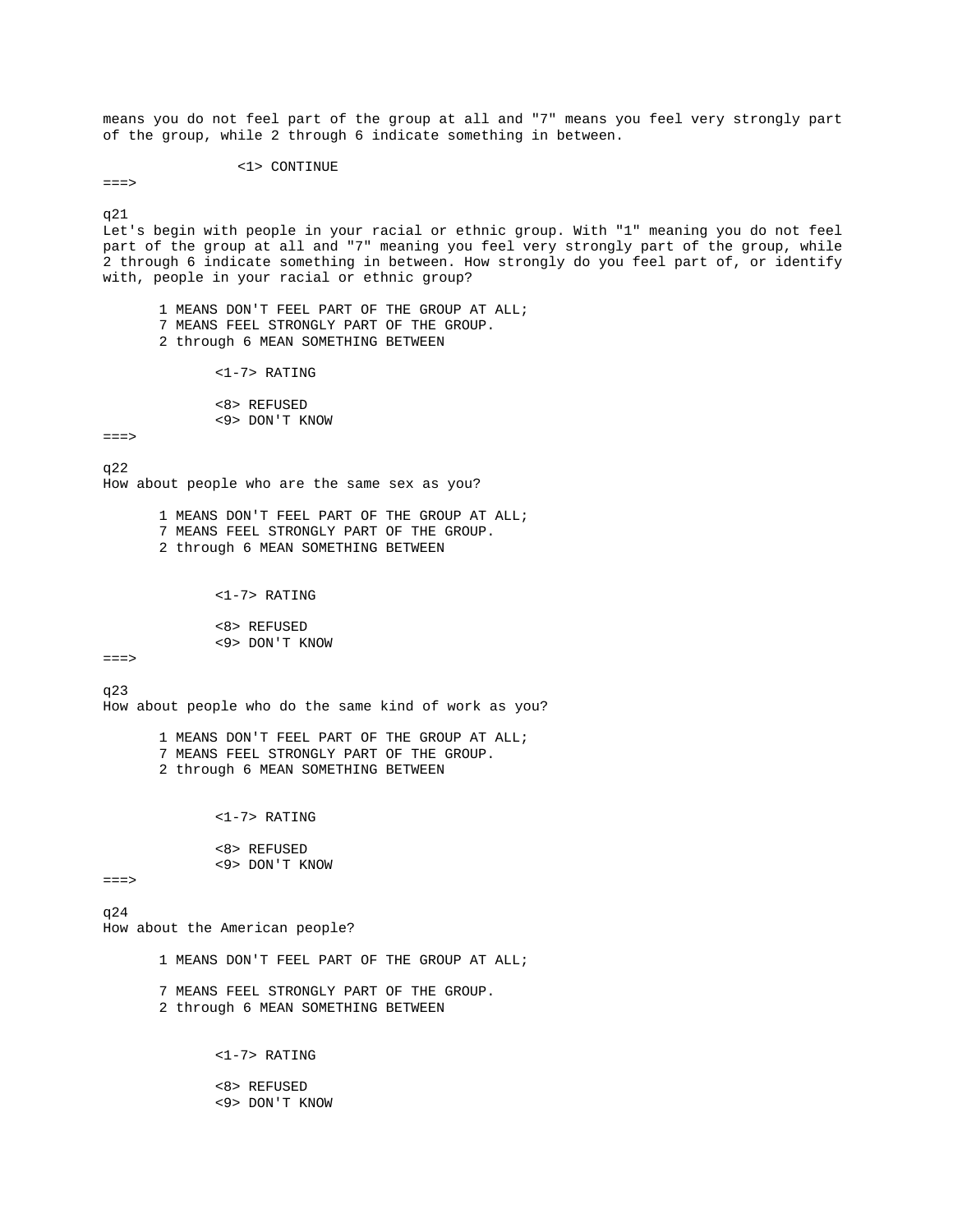means you do not feel part of the group at all and "7" means you feel very strongly part of the group, while 2 through 6 indicate something in between.

<1> CONTINUE

===>

q21

Let's begin with people in your racial or ethnic group. With "1" meaning you do not feel part of the group at all and "7" meaning you feel very strongly part of the group, while 2 through 6 indicate something in between. How strongly do you feel part of, or identify with, people in your racial or ethnic group?

1 MEANS DON'T FEEL PART OF THE GROUP AT ALL;
7 MEANS FEEL STRONGLY PART OF THE GROUP.
2 through 6 MEAN SOMETHING BETWEEN

<1-7> RATING

<8> REFUSED
<9> DON'T KNOW

===>

q22

How about people who are the same sex as you?

1 MEANS DON'T FEEL PART OF THE GROUP AT ALL;
7 MEANS FEEL STRONGLY PART OF THE GROUP.
2 through 6 MEAN SOMETHING BETWEEN

<1-7> RATING

<8> REFUSED
<9> DON'T KNOW

===>

q23

How about people who do the same kind of work as you?

1 MEANS DON'T FEEL PART OF THE GROUP AT ALL;
7 MEANS FEEL STRONGLY PART OF THE GROUP.
2 through 6 MEAN SOMETHING BETWEEN

<1-7> RATING

<8> REFUSED
<9> DON'T KNOW

===>

q24

How about the American people?

1 MEANS DON'T FEEL PART OF THE GROUP AT ALL;

7 MEANS FEEL STRONGLY PART OF THE GROUP.
2 through 6 MEAN SOMETHING BETWEEN

<1-7> RATING

<8> REFUSED
<9> DON'T KNOW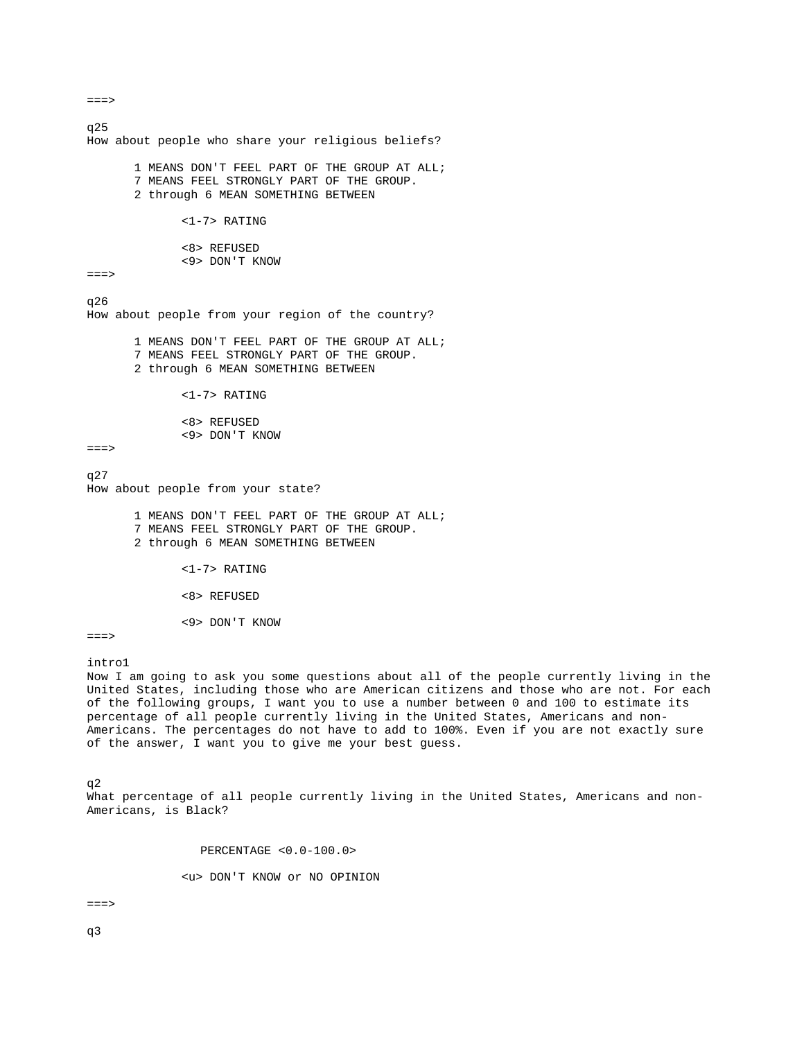===>

q25
How about people who share your religious beliefs?

1 MEANS DON'T FEEL PART OF THE GROUP AT ALL;
7 MEANS FEEL STRONGLY PART OF THE GROUP.
2 through 6 MEAN SOMETHING BETWEEN

<1-7> RATING

<8> REFUSED
<9> DON'T KNOW

===>

q26
How about people from your region of the country?

1 MEANS DON'T FEEL PART OF THE GROUP AT ALL;
7 MEANS FEEL STRONGLY PART OF THE GROUP.
2 through 6 MEAN SOMETHING BETWEEN

<1-7> RATING

<8> REFUSED
<9> DON'T KNOW

===>

q27
How about people from your state?

1 MEANS DON'T FEEL PART OF THE GROUP AT ALL;
7 MEANS FEEL STRONGLY PART OF THE GROUP.
2 through 6 MEAN SOMETHING BETWEEN

<1-7> RATING

<8> REFUSED

<9> DON'T KNOW

===>

intro1
Now I am going to ask you some questions about all of the people currently living in the United States, including those who are American citizens and those who are not. For each of the following groups, I want you to use a number between 0 and 100 to estimate its percentage of all people currently living in the United States, Americans and non-Americans. The percentages do not have to add to 100%. Even if you are not exactly sure of the answer, I want you to give me your best guess.

q2
What percentage of all people currently living in the United States, Americans and non-Americans, is Black?

PERCENTAGE <0.0-100.0>

<u> DON'T KNOW or NO OPINION

===>

q3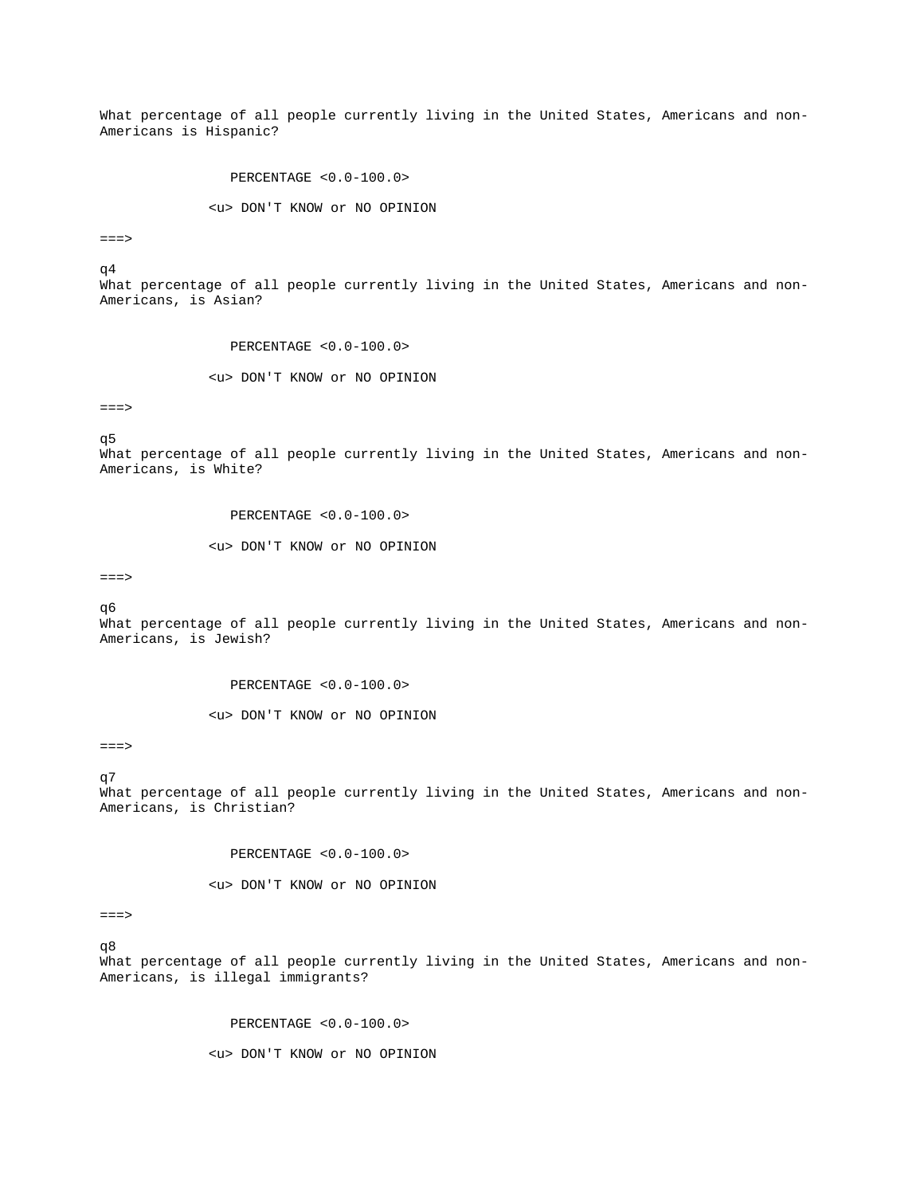What percentage of all people currently living in the United States, Americans and non-Americans is Hispanic?

PERCENTAGE <0.0-100.0>

<u> DON'T KNOW or NO OPINION

===>

q4

What percentage of all people currently living in the United States, Americans and non-Americans, is Asian?

PERCENTAGE <0.0-100.0>

<u> DON'T KNOW or NO OPINION

===>

q5

What percentage of all people currently living in the United States, Americans and non-Americans, is White?

PERCENTAGE <0.0-100.0>

<u> DON'T KNOW or NO OPINION

===>

q6

What percentage of all people currently living in the United States, Americans and non-Americans, is Jewish?

PERCENTAGE <0.0-100.0>

<u> DON'T KNOW or NO OPINION

===>

q7

What percentage of all people currently living in the United States, Americans and non-Americans, is Christian?

PERCENTAGE <0.0-100.0>

<u> DON'T KNOW or NO OPINION

===>

q8

What percentage of all people currently living in the United States, Americans and non-Americans, is illegal immigrants?

PERCENTAGE <0.0-100.0>

<u> DON'T KNOW or NO OPINION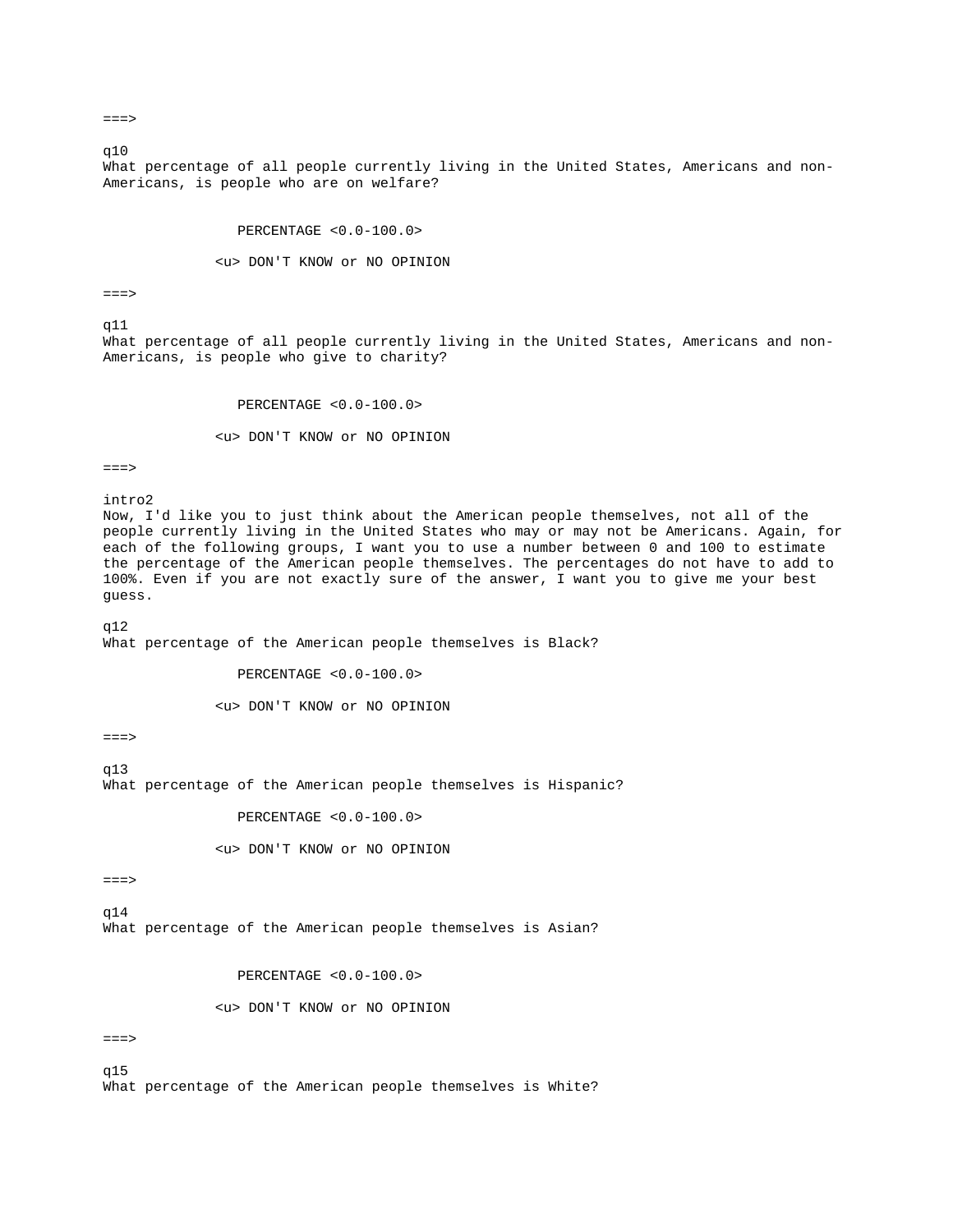===>

q10
What percentage of all people currently living in the United States, Americans and non-Americans, is people who are on welfare?

PERCENTAGE <0.0-100.0>

<u> DON'T KNOW or NO OPINION

===>

q11
What percentage of all people currently living in the United States, Americans and non-Americans, is people who give to charity?

PERCENTAGE <0.0-100.0>

<u> DON'T KNOW or NO OPINION

===>

intro2
Now, I'd like you to just think about the American people themselves, not all of the people currently living in the United States who may or may not be Americans. Again, for each of the following groups, I want you to use a number between 0 and 100 to estimate the percentage of the American people themselves. The percentages do not have to add to 100%. Even if you are not exactly sure of the answer, I want you to give me your best guess.

q12
What percentage of the American people themselves is Black?

PERCENTAGE <0.0-100.0>

<u> DON'T KNOW or NO OPINION

===>

q13
What percentage of the American people themselves is Hispanic?

PERCENTAGE <0.0-100.0>

<u> DON'T KNOW or NO OPINION

===>

q14
What percentage of the American people themselves is Asian?

PERCENTAGE <0.0-100.0>

<u> DON'T KNOW or NO OPINION

===>

q15
What percentage of the American people themselves is White?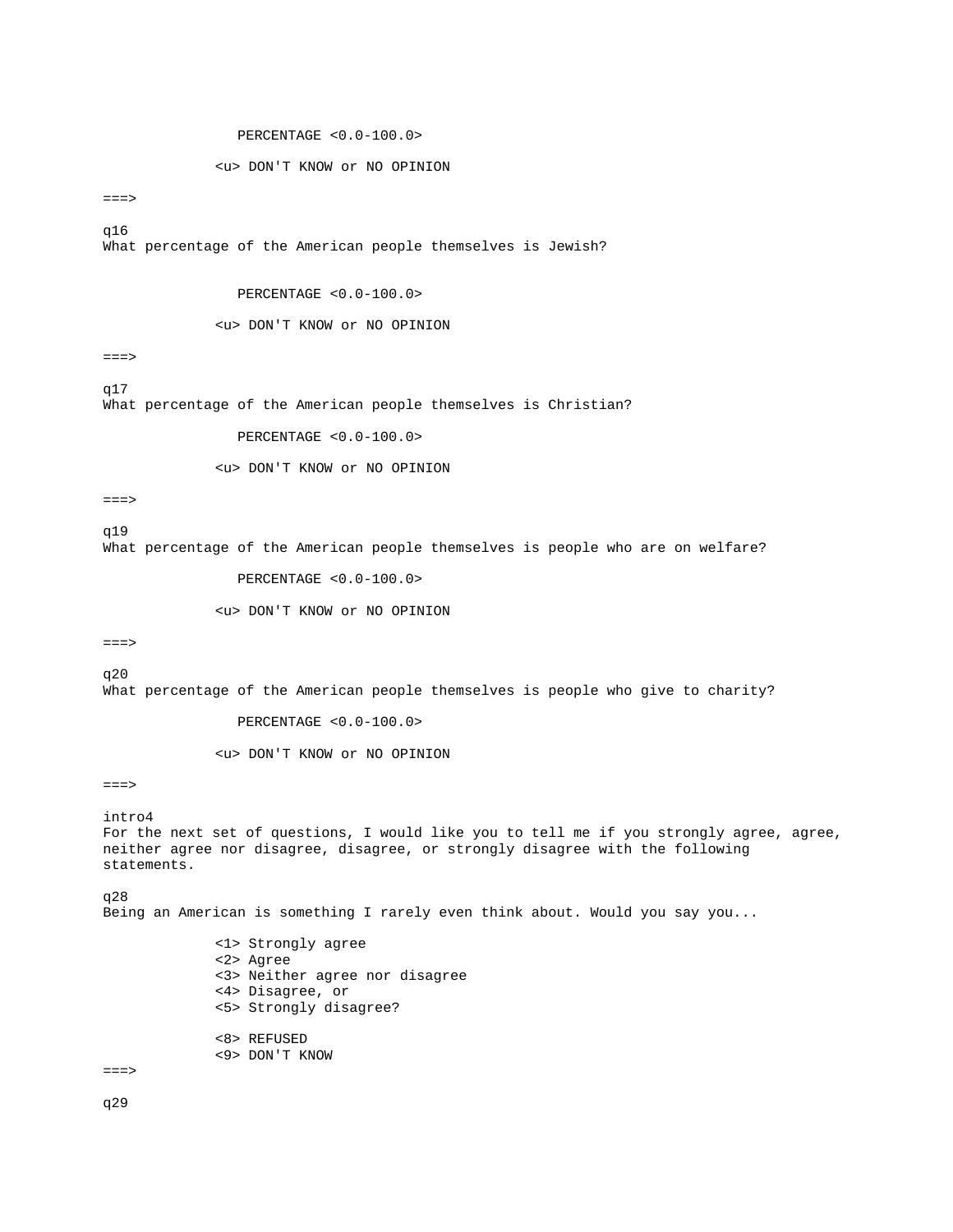PERCENTAGE <0.0-100.0>

<u> DON'T KNOW or NO OPINION

===>

q16
What percentage of the American people themselves is Jewish?

PERCENTAGE <0.0-100.0>

<u> DON'T KNOW or NO OPINION

===>

q17
What percentage of the American people themselves is Christian?

PERCENTAGE <0.0-100.0>

<u> DON'T KNOW or NO OPINION

===>

q19
What percentage of the American people themselves is people who are on welfare?

PERCENTAGE <0.0-100.0>

<u> DON'T KNOW or NO OPINION

===>

q20
What percentage of the American people themselves is people who give to charity?

PERCENTAGE <0.0-100.0>

<u> DON'T KNOW or NO OPINION

===>

intro4
For the next set of questions, I would like you to tell me if you strongly agree, agree, neither agree nor disagree, disagree, or strongly disagree with the following statements.

q28
Being an American is something I rarely even think about. Would you say you...

<1> Strongly agree
<2> Agree
<3> Neither agree nor disagree
<4> Disagree, or
<5> Strongly disagree?

<8> REFUSED
<9> DON'T KNOW

===>

q29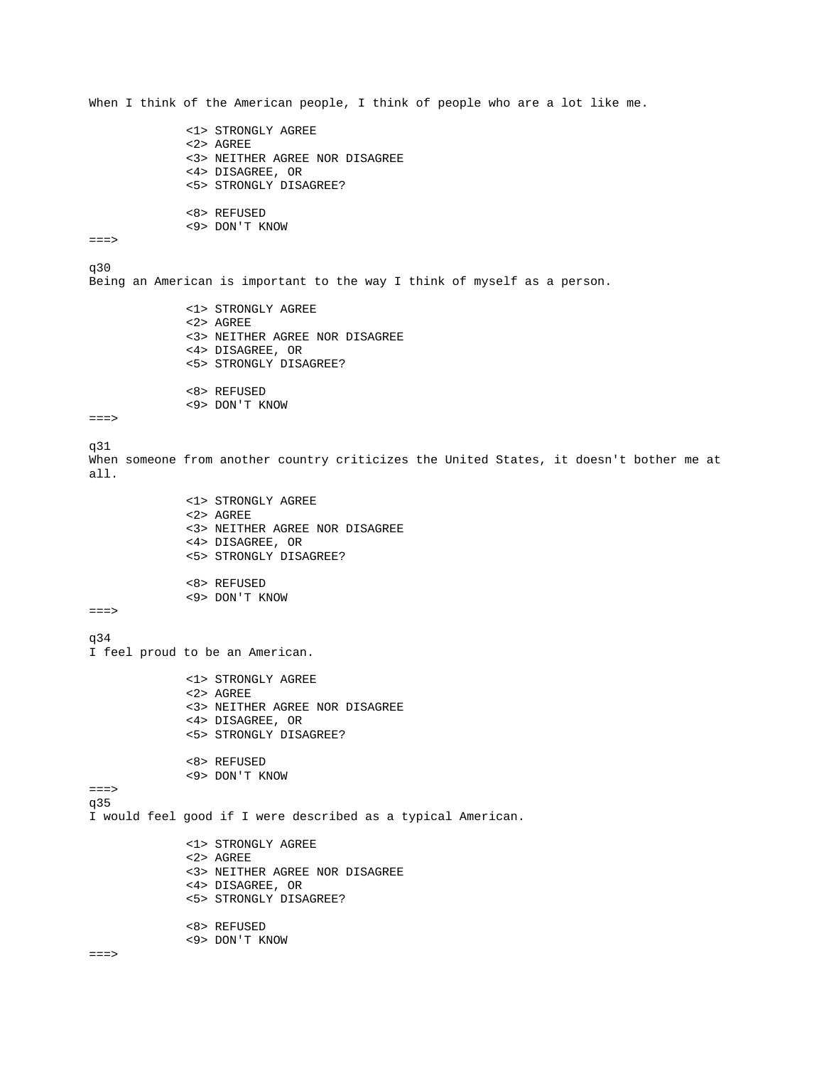When I think of the American people, I think of people who are a lot like me.

```
<1> STRONGLY AGREE
<2> AGREE
<3> NEITHER AGREE NOR DISAGREE
<4> DISAGREE, OR
<5> STRONGLY DISAGREE?

<8> REFUSED
<9> DON'T KNOW
```

===>

q30
Being an American is important to the way I think of myself as a person.

```
<1> STRONGLY AGREE
<2> AGREE
<3> NEITHER AGREE NOR DISAGREE
<4> DISAGREE, OR
<5> STRONGLY DISAGREE?

<8> REFUSED
<9> DON'T KNOW
```

===>

q31
When someone from another country criticizes the United States, it doesn't bother me at all.

```
<1> STRONGLY AGREE
<2> AGREE
<3> NEITHER AGREE NOR DISAGREE
<4> DISAGREE, OR
<5> STRONGLY DISAGREE?

<8> REFUSED
<9> DON'T KNOW
```

===>

q34
I feel proud to be an American.

```
<1> STRONGLY AGREE
<2> AGREE
<3> NEITHER AGREE NOR DISAGREE
<4> DISAGREE, OR
<5> STRONGLY DISAGREE?

<8> REFUSED
<9> DON'T KNOW
```

===>
q35
I would feel good if I were described as a typical American.

```
<1> STRONGLY AGREE
<2> AGREE
<3> NEITHER AGREE NOR DISAGREE
<4> DISAGREE, OR
<5> STRONGLY DISAGREE?

<8> REFUSED
<9> DON'T KNOW
```

===>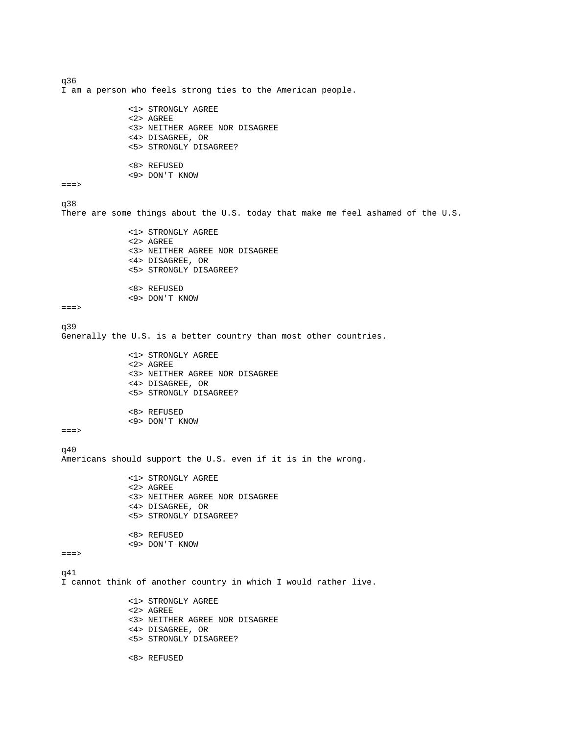q36
I am a person who feels strong ties to the American people.

```
<1> STRONGLY AGREE
<2> AGREE
<3> NEITHER AGREE NOR DISAGREE
<4> DISAGREE, OR
<5> STRONGLY DISAGREE?

<8> REFUSED
<9> DON'T KNOW
```

===>

q38
There are some things about the U.S. today that make me feel ashamed of the U.S.

```
<1> STRONGLY AGREE
<2> AGREE
<3> NEITHER AGREE NOR DISAGREE
<4> DISAGREE, OR
<5> STRONGLY DISAGREE?

<8> REFUSED
<9> DON'T KNOW
```

===>

q39
Generally the U.S. is a better country than most other countries.

```
<1> STRONGLY AGREE
<2> AGREE
<3> NEITHER AGREE NOR DISAGREE
<4> DISAGREE, OR
<5> STRONGLY DISAGREE?

<8> REFUSED
<9> DON'T KNOW
```

===>

q40
Americans should support the U.S. even if it is in the wrong.

```
<1> STRONGLY AGREE
<2> AGREE
<3> NEITHER AGREE NOR DISAGREE
<4> DISAGREE, OR
<5> STRONGLY DISAGREE?

<8> REFUSED
<9> DON'T KNOW
```

===>

q41
I cannot think of another country in which I would rather live.

```
<1> STRONGLY AGREE
<2> AGREE
<3> NEITHER AGREE NOR DISAGREE
<4> DISAGREE, OR
<5> STRONGLY DISAGREE?

<8> REFUSED
```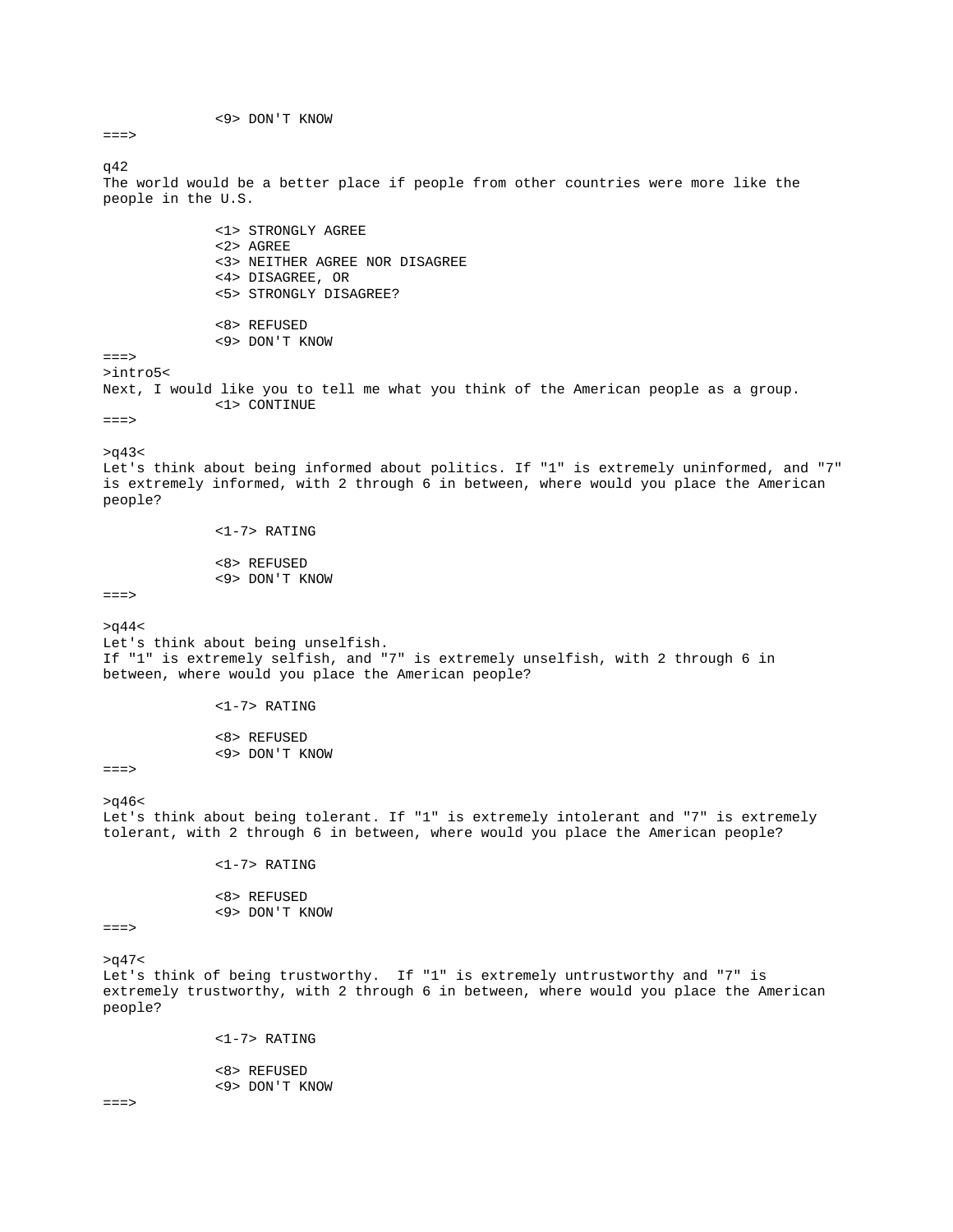<9> DON'T KNOW

===>

q42

The world would be a better place if people from other countries were more like the people in the U.S.

<1> STRONGLY AGREE
<2> AGREE
<3> NEITHER AGREE NOR DISAGREE
<4> DISAGREE, OR
<5> STRONGLY DISAGREE?

<8> REFUSED
<9> DON'T KNOW

===>

>intro5<

Next, I would like you to tell me what you think of the American people as a group.

<1> CONTINUE

===>

>q43<

Let's think about being informed about politics. If "1" is extremely uninformed, and "7" is extremely informed, with 2 through 6 in between, where would you place the American people?

<1-7> RATING

<8> REFUSED
<9> DON'T KNOW

===>

>q44<

Let's think about being unselfish.
If "1" is extremely selfish, and "7" is extremely unselfish, with 2 through 6 in between, where would you place the American people?

<1-7> RATING

<8> REFUSED
<9> DON'T KNOW

===>

>q46<

Let's think about being tolerant. If "1" is extremely intolerant and "7" is extremely tolerant, with 2 through 6 in between, where would you place the American people?

<1-7> RATING

<8> REFUSED
<9> DON'T KNOW

===>

>q47<

Let's think of being trustworthy. If "1" is extremely untrustworthy and "7" is extremely trustworthy, with 2 through 6 in between, where would you place the American people?

<1-7> RATING

<8> REFUSED
<9> DON'T KNOW

===>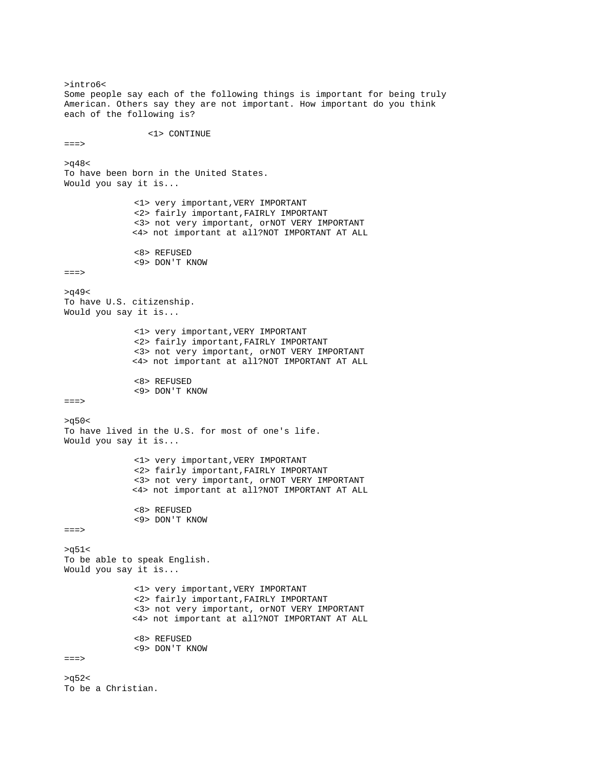```
>intro6<
Some people say each of the following things is important for being truly
American. Others say they are not important. How important do you think
each of the following is?

                <1> CONTINUE
===>

>q48<
To have been born in the United States.
Would you say it is...

             <1> very important,VERY IMPORTANT
             <2> fairly important,FAIRLY IMPORTANT
             <3> not very important, orNOT VERY IMPORTANT
             <4> not important at all?NOT IMPORTANT AT ALL

             <8> REFUSED
             <9> DON'T KNOW
===>

>q49<
To have U.S. citizenship.
Would you say it is...

             <1> very important,VERY IMPORTANT
             <2> fairly important,FAIRLY IMPORTANT
             <3> not very important, orNOT VERY IMPORTANT
             <4> not important at all?NOT IMPORTANT AT ALL

             <8> REFUSED
             <9> DON'T KNOW
===>

>q50<
To have lived in the U.S. for most of one's life.
Would you say it is...

             <1> very important,VERY IMPORTANT
             <2> fairly important,FAIRLY IMPORTANT
             <3> not very important, orNOT VERY IMPORTANT
             <4> not important at all?NOT IMPORTANT AT ALL

             <8> REFUSED
             <9> DON'T KNOW
===>

>q51<
To be able to speak English.
Would you say it is...

             <1> very important,VERY IMPORTANT
             <2> fairly important,FAIRLY IMPORTANT
             <3> not very important, orNOT VERY IMPORTANT
             <4> not important at all?NOT IMPORTANT AT ALL

             <8> REFUSED
             <9> DON'T KNOW
===>

>q52<
To be a Christian.
```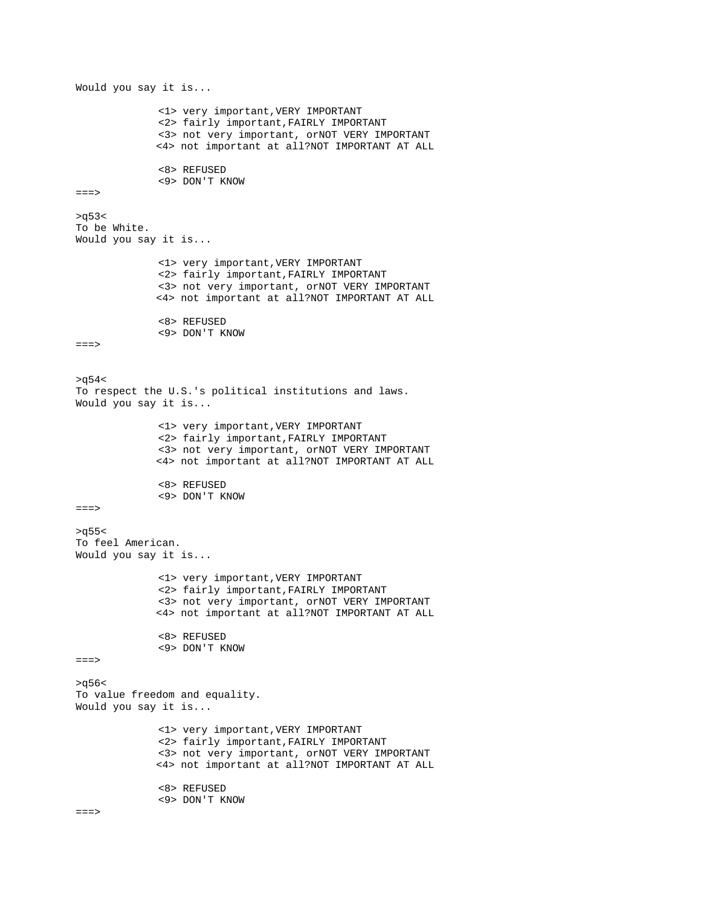Would you say it is...

```
              <1> very important,VERY IMPORTANT
              <2> fairly important,FAIRLY IMPORTANT
              <3> not very important, orNOT VERY IMPORTANT
              <4> not important at all?NOT IMPORTANT AT ALL

              <8> REFUSED
              <9> DON'T KNOW
===>
```

>q53<
To be White.
Would you say it is...

```
              <1> very important,VERY IMPORTANT
              <2> fairly important,FAIRLY IMPORTANT
              <3> not very important, orNOT VERY IMPORTANT
              <4> not important at all?NOT IMPORTANT AT ALL

              <8> REFUSED
              <9> DON'T KNOW
===>
```

>q54<
To respect the U.S.'s political institutions and laws.
Would you say it is...

```
              <1> very important,VERY IMPORTANT
              <2> fairly important,FAIRLY IMPORTANT
              <3> not very important, orNOT VERY IMPORTANT
              <4> not important at all?NOT IMPORTANT AT ALL

              <8> REFUSED
              <9> DON'T KNOW
===>
```

>q55<
To feel American.
Would you say it is...

```
              <1> very important,VERY IMPORTANT
              <2> fairly important,FAIRLY IMPORTANT
              <3> not very important, orNOT VERY IMPORTANT
              <4> not important at all?NOT IMPORTANT AT ALL

              <8> REFUSED
              <9> DON'T KNOW
===>
```

>q56<
To value freedom and equality.
Would you say it is...

```
              <1> very important,VERY IMPORTANT
              <2> fairly important,FAIRLY IMPORTANT
              <3> not very important, orNOT VERY IMPORTANT
              <4> not important at all?NOT IMPORTANT AT ALL

              <8> REFUSED
              <9> DON'T KNOW
===>
```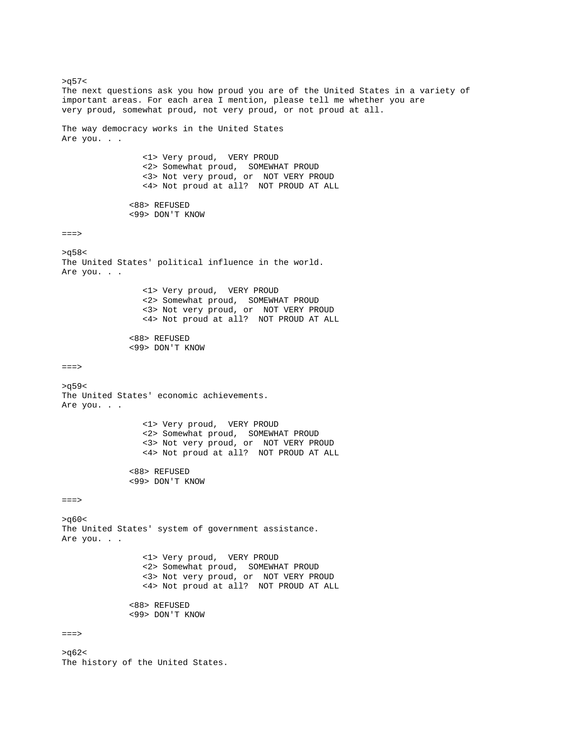>q57<
The next questions ask you how proud you are of the United States in a variety of important areas. For each area I mention, please tell me whether you are very proud, somewhat proud, not very proud, or not proud at all.

The way democracy works in the United States
Are you. . .

<1> Very proud,  VERY PROUD
<2> Somewhat proud,  SOMEWHAT PROUD
<3> Not very proud, or  NOT VERY PROUD
<4> Not proud at all?  NOT PROUD AT ALL

<88> REFUSED
<99> DON'T KNOW

===>

>q58<
The United States' political influence in the world.
Are you. . .

<1> Very proud,  VERY PROUD
<2> Somewhat proud,  SOMEWHAT PROUD
<3> Not very proud, or  NOT VERY PROUD
<4> Not proud at all?  NOT PROUD AT ALL

<88> REFUSED
<99> DON'T KNOW

===>

>q59<
The United States' economic achievements.
Are you. . .

<1> Very proud,  VERY PROUD
<2> Somewhat proud,  SOMEWHAT PROUD
<3> Not very proud, or  NOT VERY PROUD
<4> Not proud at all?  NOT PROUD AT ALL

<88> REFUSED
<99> DON'T KNOW

===>

>q60<
The United States' system of government assistance.
Are you. . .

<1> Very proud,  VERY PROUD
<2> Somewhat proud,  SOMEWHAT PROUD
<3> Not very proud, or  NOT VERY PROUD
<4> Not proud at all?  NOT PROUD AT ALL

<88> REFUSED
<99> DON'T KNOW

===>

>q62<
The history of the United States.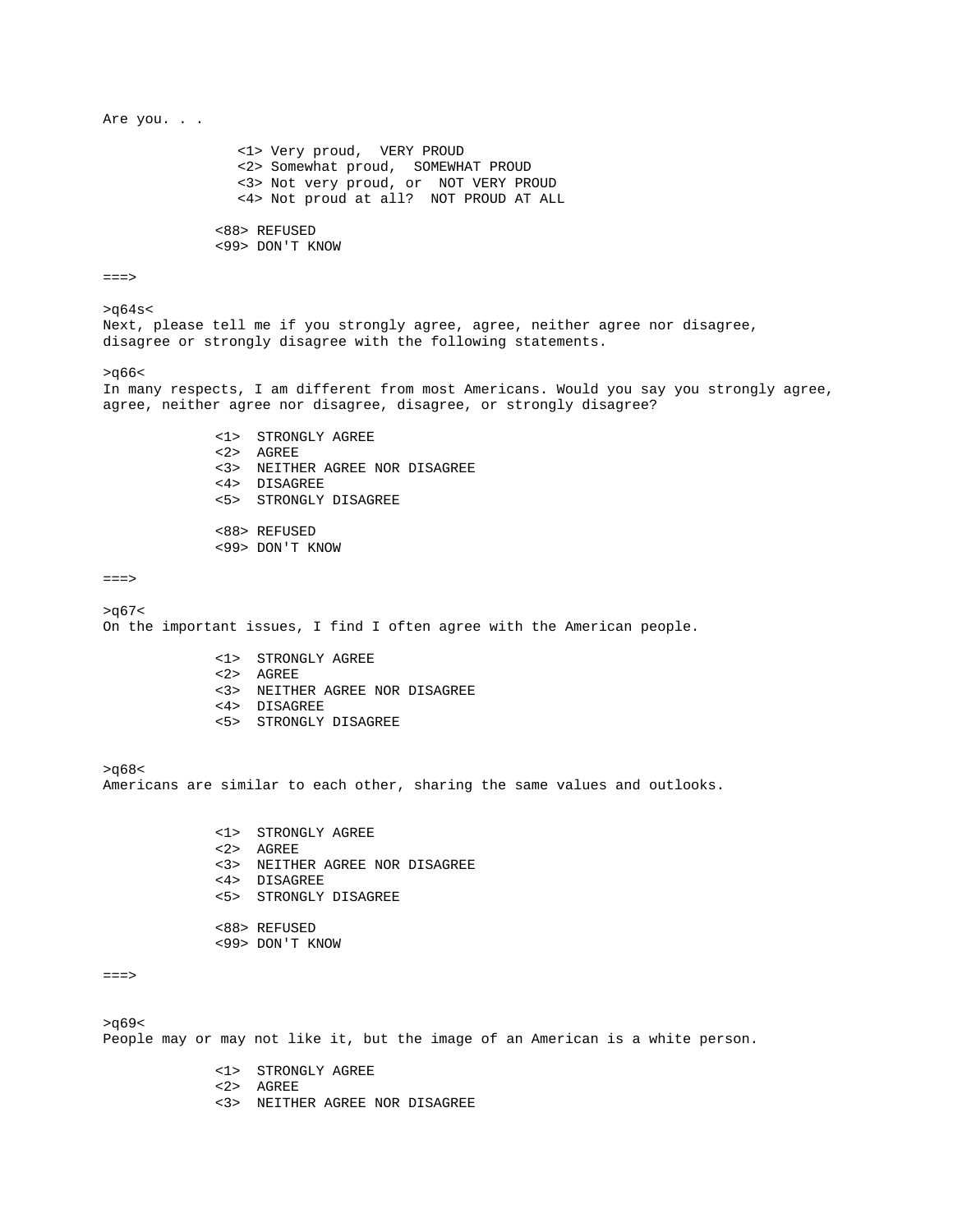Are you. . .

    <1> Very proud,  VERY PROUD
    <2> Somewhat proud,  SOMEWHAT PROUD
    <3> Not very proud, or  NOT VERY PROUD
    <4> Not proud at all?  NOT PROUD AT ALL

    <88> REFUSED
    <99> DON'T KNOW

===>

>q64s<
Next, please tell me if you strongly agree, agree, neither agree nor disagree, disagree or strongly disagree with the following statements.

>q66<
In many respects, I am different from most Americans. Would you say you strongly agree, agree, neither agree nor disagree, disagree, or strongly disagree?

    <1>  STRONGLY AGREE
    <2>  AGREE
    <3>  NEITHER AGREE NOR DISAGREE
    <4>  DISAGREE
    <5>  STRONGLY DISAGREE

    <88> REFUSED
    <99> DON'T KNOW

===>

>q67<
On the important issues, I find I often agree with the American people.

    <1>  STRONGLY AGREE
    <2>  AGREE
    <3>  NEITHER AGREE NOR DISAGREE
    <4>  DISAGREE
    <5>  STRONGLY DISAGREE

>q68<
Americans are similar to each other, sharing the same values and outlooks.

    <1>  STRONGLY AGREE
    <2>  AGREE
    <3>  NEITHER AGREE NOR DISAGREE
    <4>  DISAGREE
    <5>  STRONGLY DISAGREE

    <88> REFUSED
    <99> DON'T KNOW

===>

>q69<
People may or may not like it, but the image of an American is a white person.

    <1>  STRONGLY AGREE
    <2>  AGREE
    <3>  NEITHER AGREE NOR DISAGREE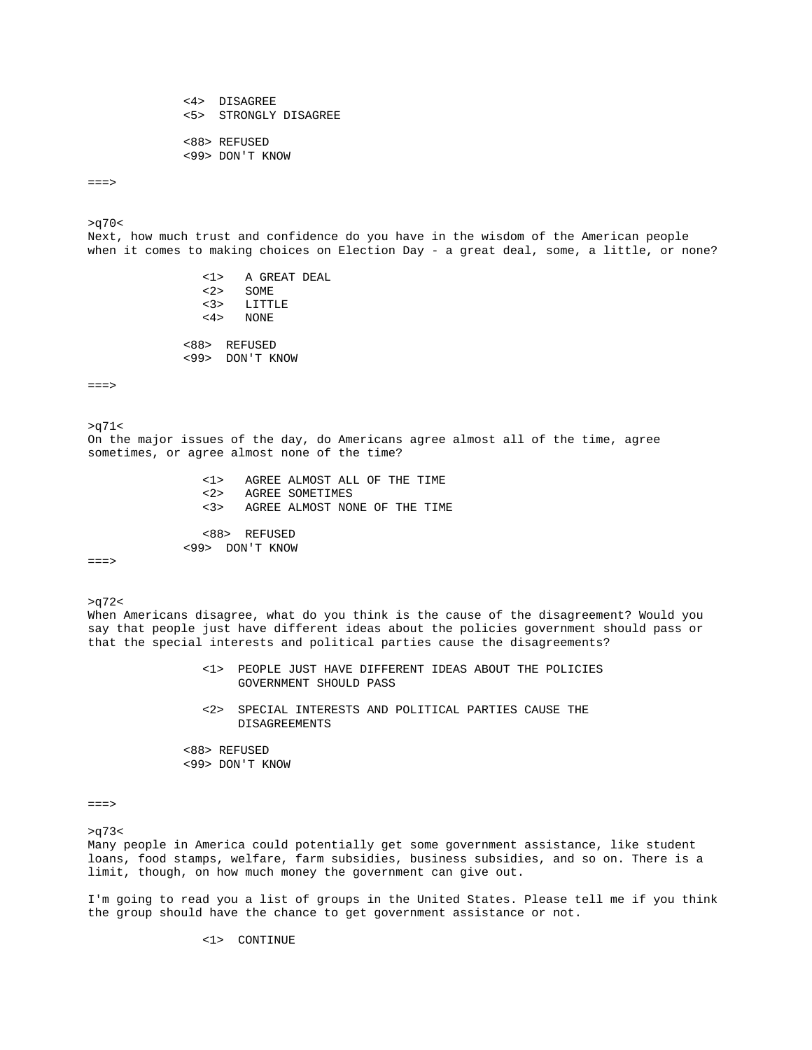<4>  DISAGREE
<5>  STRONGLY DISAGREE

<88> REFUSED
<99> DON'T KNOW

===>

>q70<
Next, how much trust and confidence do you have in the wisdom of the American people when it comes to making choices on Election Day - a great deal, some, a little, or none?

<1>   A GREAT DEAL
<2>   SOME
<3>   LITTLE
<4>   NONE

<88>  REFUSED
<99>  DON'T KNOW

===>

>q71<
On the major issues of the day, do Americans agree almost all of the time, agree sometimes, or agree almost none of the time?

<1>   AGREE ALMOST ALL OF THE TIME
<2>   AGREE SOMETIMES
<3>   AGREE ALMOST NONE OF THE TIME

<88>  REFUSED
<99>  DON'T KNOW

===>

>q72<
When Americans disagree, what do you think is the cause of the disagreement? Would you say that people just have different ideas about the policies government should pass or that the special interests and political parties cause the disagreements?

<1>  PEOPLE JUST HAVE DIFFERENT IDEAS ABOUT THE POLICIES GOVERNMENT SHOULD PASS

<2>  SPECIAL INTERESTS AND POLITICAL PARTIES CAUSE THE DISAGREEMENTS

<88> REFUSED
<99> DON'T KNOW

===>

>q73<
Many people in America could potentially get some government assistance, like student loans, food stamps, welfare, farm subsidies, business subsidies, and so on. There is a limit, though, on how much money the government can give out.

I'm going to read you a list of groups in the United States. Please tell me if you think the group should have the chance to get government assistance or not.

<1>  CONTINUE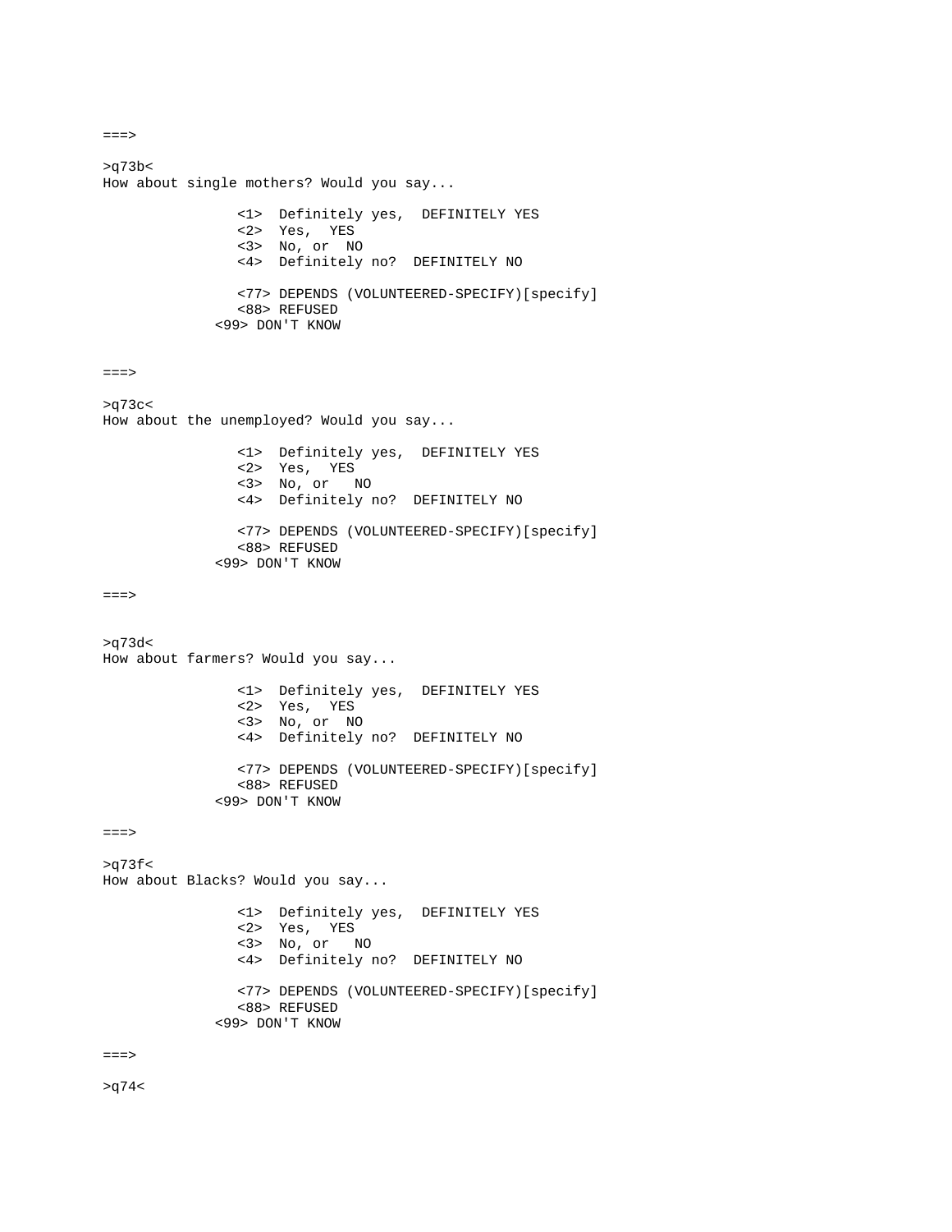===>

>q73b<
How about single mothers? Would you say...

<1> Definitely yes, DEFINITELY YES
<2> Yes, YES
<3> No, or NO
<4> Definitely no? DEFINITELY NO

<77> DEPENDS (VOLUNTEERED-SPECIFY)[specify]
<88> REFUSED
<99> DON'T KNOW

===>

>q73c<
How about the unemployed? Would you say...

<1> Definitely yes, DEFINITELY YES
<2> Yes, YES
<3> No, or NO
<4> Definitely no? DEFINITELY NO

<77> DEPENDS (VOLUNTEERED-SPECIFY)[specify]
<88> REFUSED
<99> DON'T KNOW

===>

>q73d<
How about farmers? Would you say...

<1> Definitely yes, DEFINITELY YES
<2> Yes, YES
<3> No, or NO
<4> Definitely no? DEFINITELY NO

<77> DEPENDS (VOLUNTEERED-SPECIFY)[specify]
<88> REFUSED
<99> DON'T KNOW

===>

>q73f<
How about Blacks? Would you say...

<1> Definitely yes, DEFINITELY YES
<2> Yes, YES
<3> No, or NO
<4> Definitely no? DEFINITELY NO

<77> DEPENDS (VOLUNTEERED-SPECIFY)[specify]
<88> REFUSED
<99> DON'T KNOW

===>

>q74<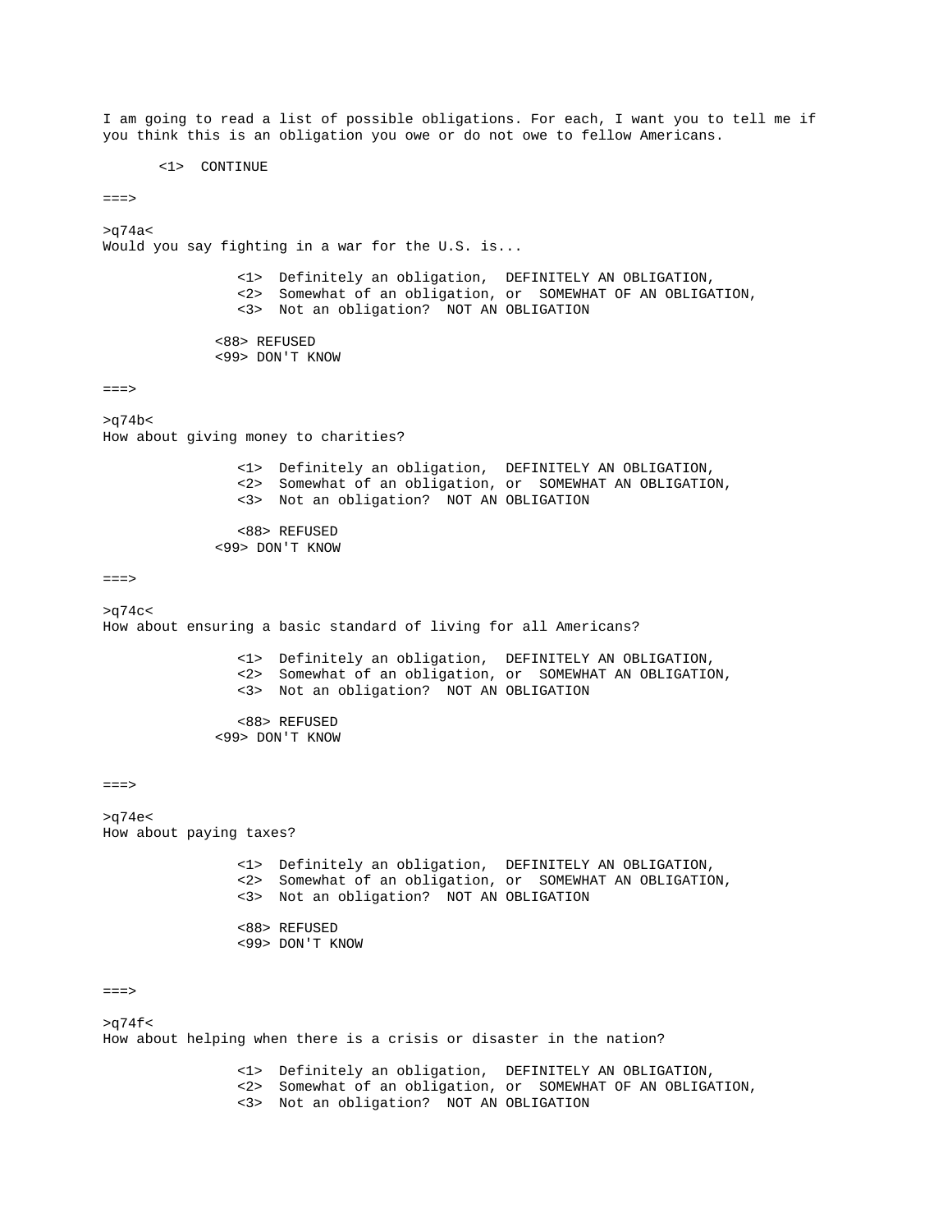I am going to read a list of possible obligations. For each, I want you to tell me if you think this is an obligation you owe or do not owe to fellow Americans.

<1> CONTINUE

===>

>q74a<
Would you say fighting in a war for the U.S. is...

<1> Definitely an obligation, DEFINITELY AN OBLIGATION,
<2> Somewhat of an obligation, or SOMEWHAT OF AN OBLIGATION,
<3> Not an obligation? NOT AN OBLIGATION

<88> REFUSED
<99> DON'T KNOW

===>

>q74b<
How about giving money to charities?

<1> Definitely an obligation, DEFINITELY AN OBLIGATION,
<2> Somewhat of an obligation, or SOMEWHAT AN OBLIGATION,
<3> Not an obligation? NOT AN OBLIGATION

<88> REFUSED
<99> DON'T KNOW

===>

>q74c<
How about ensuring a basic standard of living for all Americans?

<1> Definitely an obligation, DEFINITELY AN OBLIGATION,
<2> Somewhat of an obligation, or SOMEWHAT AN OBLIGATION,
<3> Not an obligation? NOT AN OBLIGATION

<88> REFUSED
<99> DON'T KNOW

===>

>q74e<
How about paying taxes?

<1> Definitely an obligation, DEFINITELY AN OBLIGATION,
<2> Somewhat of an obligation, or SOMEWHAT AN OBLIGATION,
<3> Not an obligation? NOT AN OBLIGATION

<88> REFUSED
<99> DON'T KNOW

===>

>q74f<
How about helping when there is a crisis or disaster in the nation?

<1> Definitely an obligation, DEFINITELY AN OBLIGATION,
<2> Somewhat of an obligation, or SOMEWHAT OF AN OBLIGATION,
<3> Not an obligation? NOT AN OBLIGATION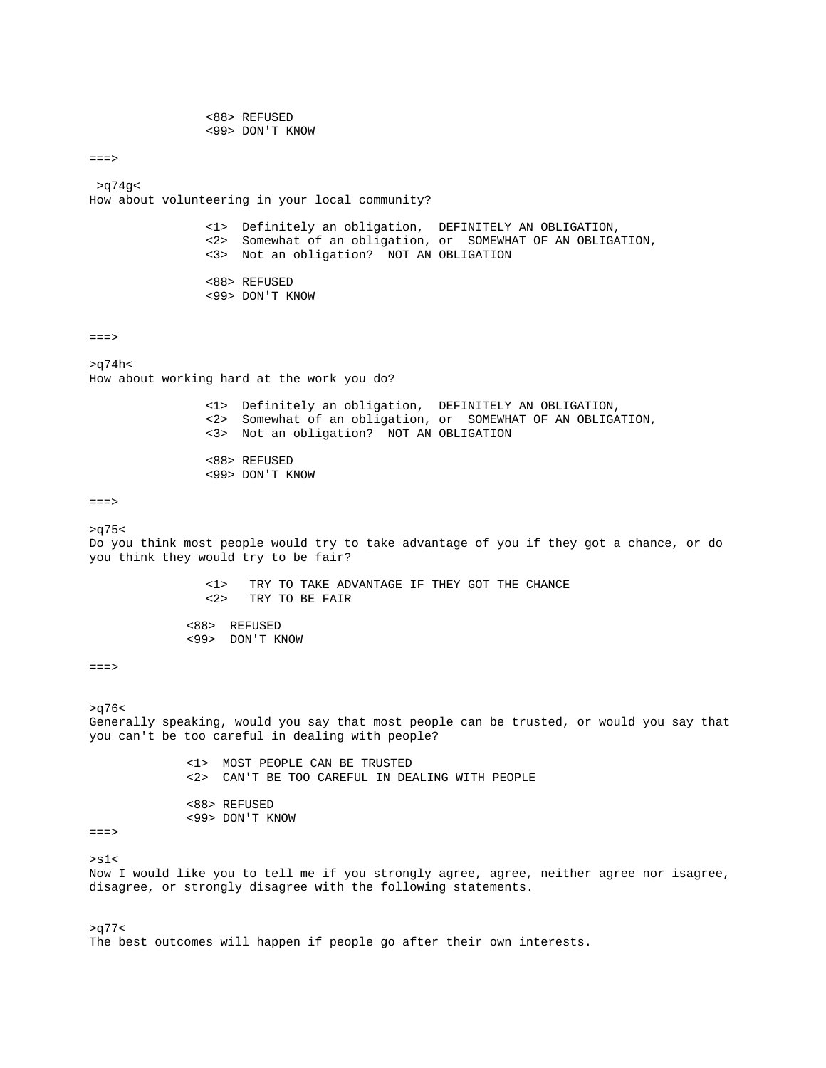```
                <88> REFUSED
                <99> DON'T KNOW

===>

 >q74g<
How about volunteering in your local community?

                <1>  Definitely an obligation,  DEFINITELY AN OBLIGATION,
                <2>  Somewhat of an obligation, or  SOMEWHAT OF AN OBLIGATION,
                <3>  Not an obligation?  NOT AN OBLIGATION

                <88> REFUSED
                <99> DON'T KNOW


===>

>q74h<
How about working hard at the work you do?

                <1>  Definitely an obligation,  DEFINITELY AN OBLIGATION,
                <2>  Somewhat of an obligation, or  SOMEWHAT OF AN OBLIGATION,
                <3>  Not an obligation?  NOT AN OBLIGATION

                <88> REFUSED
                <99> DON'T KNOW

===>

>q75<
Do you think most people would try to take advantage of you if they got a chance, or do
you think they would try to be fair?

                <1>   TRY TO TAKE ADVANTAGE IF THEY GOT THE CHANCE
                <2>   TRY TO BE FAIR

             <88>  REFUSED
             <99>  DON'T KNOW

===>


>q76<
Generally speaking, would you say that most people can be trusted, or would you say that
you can't be too careful in dealing with people?

             <1>  MOST PEOPLE CAN BE TRUSTED
             <2>  CAN'T BE TOO CAREFUL IN DEALING WITH PEOPLE

             <88> REFUSED
             <99> DON'T KNOW
===>

>s1<
Now I would like you to tell me if you strongly agree, agree, neither agree nor isagree,
disagree, or strongly disagree with the following statements.


>q77<
The best outcomes will happen if people go after their own interests.
```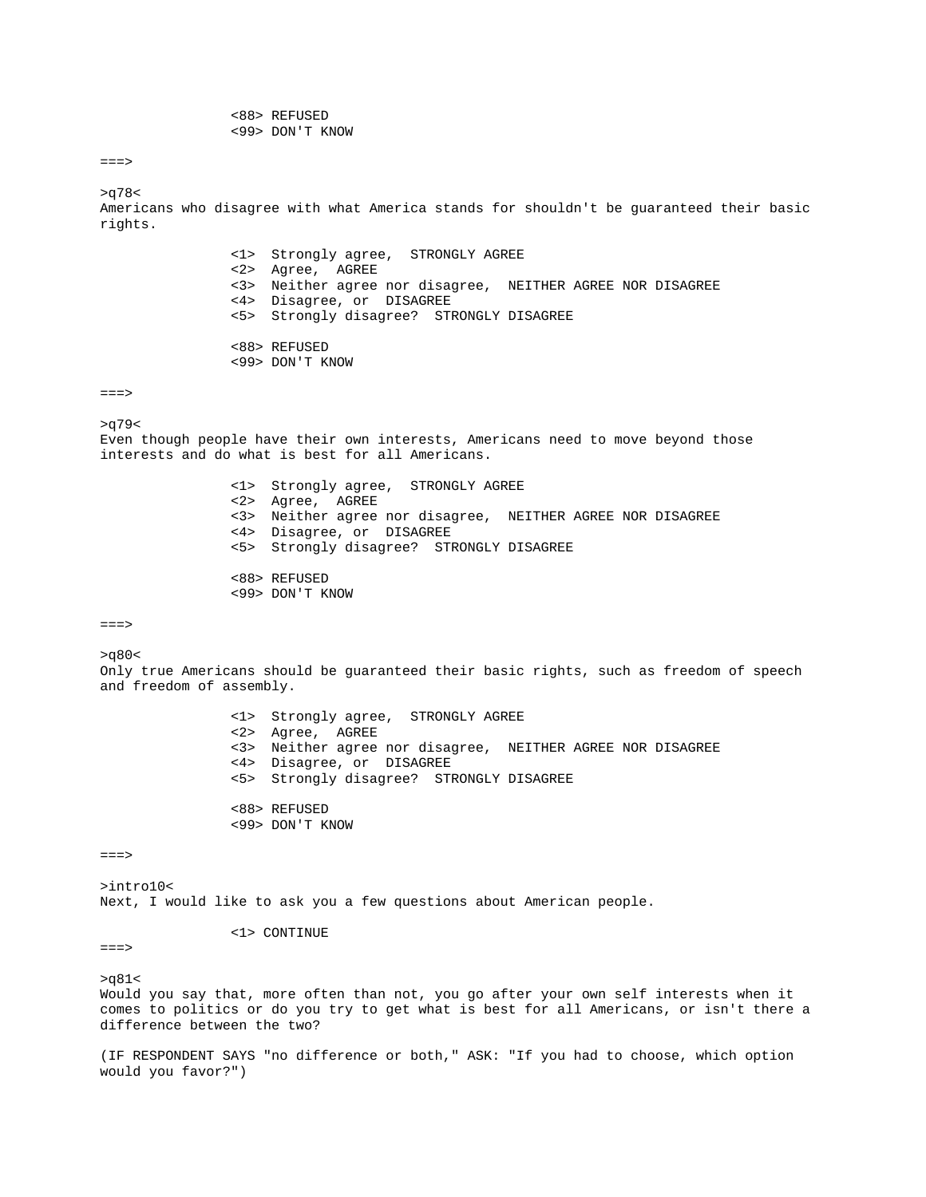<88> REFUSED
<99> DON'T KNOW

===>

>q78<
Americans who disagree with what America stands for shouldn't be guaranteed their basic rights.

<1> Strongly agree, STRONGLY AGREE
<2> Agree, AGREE
<3> Neither agree nor disagree, NEITHER AGREE NOR DISAGREE
<4> Disagree, or DISAGREE
<5> Strongly disagree? STRONGLY DISAGREE

<88> REFUSED
<99> DON'T KNOW

===>

>q79<
Even though people have their own interests, Americans need to move beyond those interests and do what is best for all Americans.

<1> Strongly agree, STRONGLY AGREE
<2> Agree, AGREE
<3> Neither agree nor disagree, NEITHER AGREE NOR DISAGREE
<4> Disagree, or DISAGREE
<5> Strongly disagree? STRONGLY DISAGREE

<88> REFUSED
<99> DON'T KNOW

===>

>q80<
Only true Americans should be guaranteed their basic rights, such as freedom of speech and freedom of assembly.

<1> Strongly agree, STRONGLY AGREE
<2> Agree, AGREE
<3> Neither agree nor disagree, NEITHER AGREE NOR DISAGREE
<4> Disagree, or DISAGREE
<5> Strongly disagree? STRONGLY DISAGREE

<88> REFUSED
<99> DON'T KNOW

===>

>intro10<
Next, I would like to ask you a few questions about American people.

<1> CONTINUE

===>

>q81<
Would you say that, more often than not, you go after your own self interests when it comes to politics or do you try to get what is best for all Americans, or isn't there a difference between the two?

(IF RESPONDENT SAYS "no difference or both," ASK: "If you had to choose, which option would you favor?")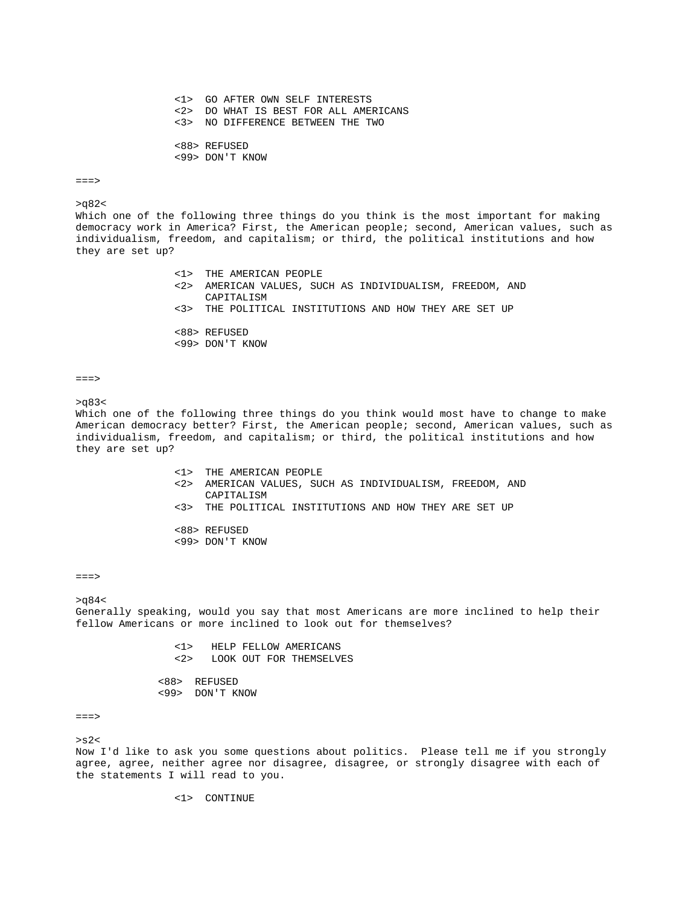<1>  GO AFTER OWN SELF INTERESTS
<2>  DO WHAT IS BEST FOR ALL AMERICANS
<3>  NO DIFFERENCE BETWEEN THE TWO

<88> REFUSED
<99> DON'T KNOW

===>

>q82<
Which one of the following three things do you think is the most important for making democracy work in America? First, the American people; second, American values, such as individualism, freedom, and capitalism; or third, the political institutions and how they are set up?

<1>  THE AMERICAN PEOPLE
<2>  AMERICAN VALUES, SUCH AS INDIVIDUALISM, FREEDOM, AND CAPITALISM
<3>  THE POLITICAL INSTITUTIONS AND HOW THEY ARE SET UP

<88> REFUSED
<99> DON'T KNOW

===>

>q83<
Which one of the following three things do you think would most have to change to make American democracy better? First, the American people; second, American values, such as individualism, freedom, and capitalism; or third, the political institutions and how they are set up?

<1>  THE AMERICAN PEOPLE
<2>  AMERICAN VALUES, SUCH AS INDIVIDUALISM, FREEDOM, AND CAPITALISM
<3>  THE POLITICAL INSTITUTIONS AND HOW THEY ARE SET UP

<88> REFUSED
<99> DON'T KNOW

===>

>q84<
Generally speaking, would you say that most Americans are more inclined to help their fellow Americans or more inclined to look out for themselves?

<1>   HELP FELLOW AMERICANS
<2>   LOOK OUT FOR THEMSELVES

<88>  REFUSED
<99>  DON'T KNOW

===>

>s2<
Now I'd like to ask you some questions about politics.  Please tell me if you strongly agree, agree, neither agree nor disagree, disagree, or strongly disagree with each of the statements I will read to you.

<1>  CONTINUE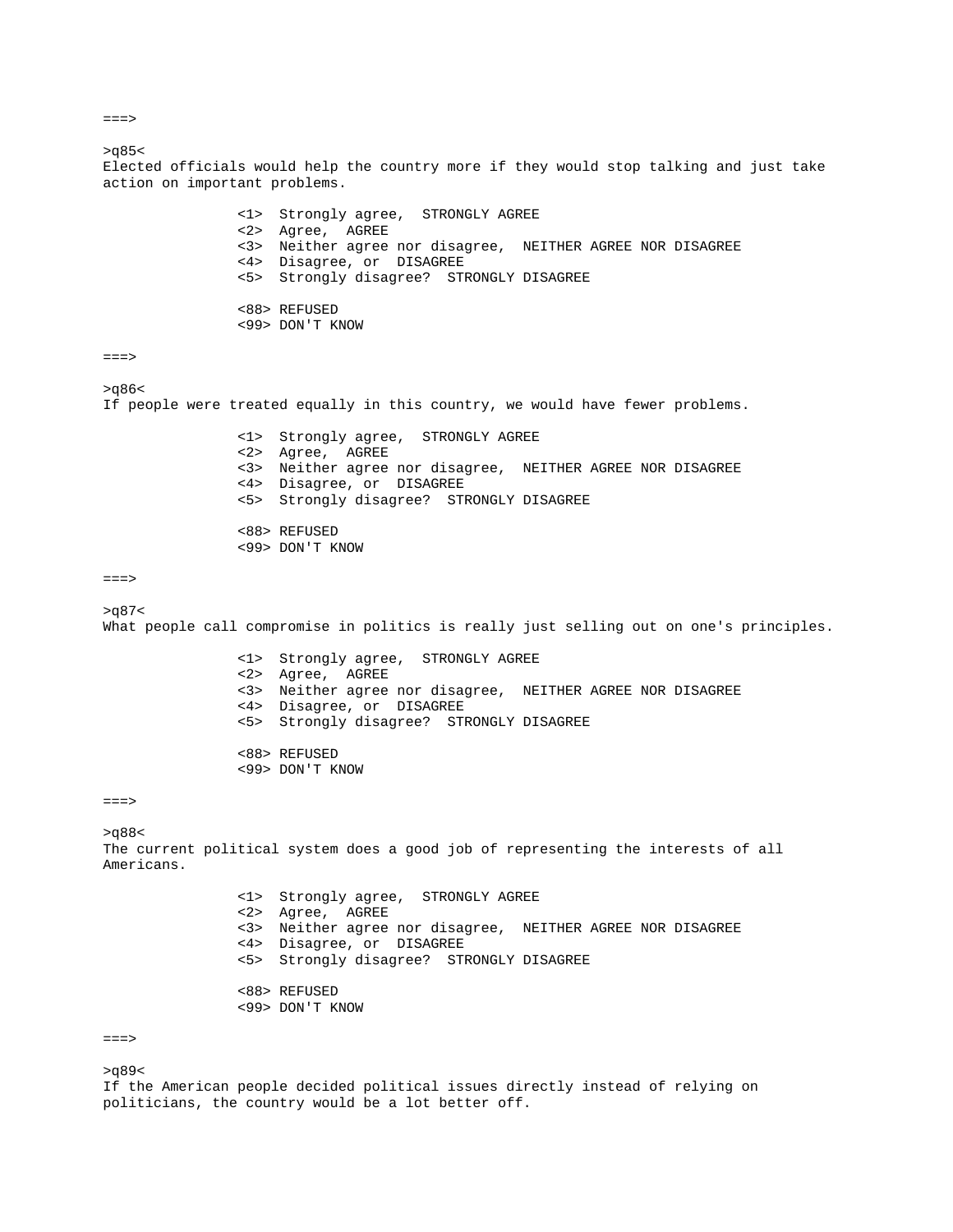===>

>q85<
Elected officials would help the country more if they would stop talking and just take action on important problems.

```
<1>  Strongly agree,  STRONGLY AGREE
<2>  Agree,  AGREE
<3>  Neither agree nor disagree,  NEITHER AGREE NOR DISAGREE
<4>  Disagree, or  DISAGREE
<5>  Strongly disagree?  STRONGLY DISAGREE

<88> REFUSED
<99> DON'T KNOW
```

===>

>q86<
If people were treated equally in this country, we would have fewer problems.

```
<1>  Strongly agree,  STRONGLY AGREE
<2>  Agree,  AGREE
<3>  Neither agree nor disagree,  NEITHER AGREE NOR DISAGREE
<4>  Disagree, or  DISAGREE
<5>  Strongly disagree?  STRONGLY DISAGREE

<88> REFUSED
<99> DON'T KNOW
```

===>

>q87<
What people call compromise in politics is really just selling out on one's principles.

```
<1>  Strongly agree,  STRONGLY AGREE
<2>  Agree,  AGREE
<3>  Neither agree nor disagree,  NEITHER AGREE NOR DISAGREE
<4>  Disagree, or  DISAGREE
<5>  Strongly disagree?  STRONGLY DISAGREE

<88> REFUSED
<99> DON'T KNOW
```

===>

>q88<
The current political system does a good job of representing the interests of all Americans.

```
<1>  Strongly agree,  STRONGLY AGREE
<2>  Agree,  AGREE
<3>  Neither agree nor disagree,  NEITHER AGREE NOR DISAGREE
<4>  Disagree, or  DISAGREE
<5>  Strongly disagree?  STRONGLY DISAGREE

<88> REFUSED
<99> DON'T KNOW
```

===>

>q89<
If the American people decided political issues directly instead of relying on politicians, the country would be a lot better off.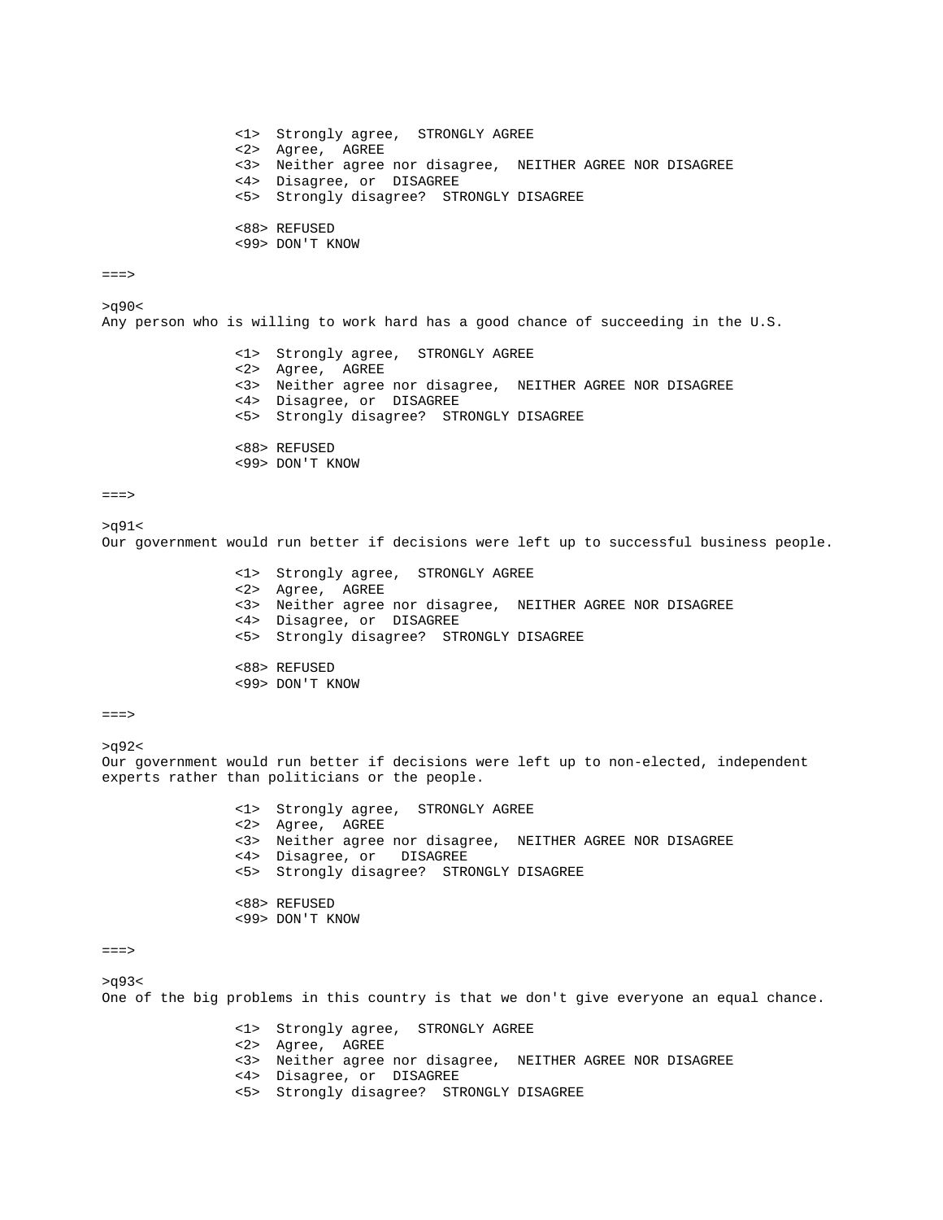<1>  Strongly agree,  STRONGLY AGREE
<2>  Agree,  AGREE
<3>  Neither agree nor disagree,  NEITHER AGREE NOR DISAGREE
<4>  Disagree, or  DISAGREE
<5>  Strongly disagree?  STRONGLY DISAGREE

<88> REFUSED
<99> DON'T KNOW

===>

>q90<
Any person who is willing to work hard has a good chance of succeeding in the U.S.

<1>  Strongly agree,  STRONGLY AGREE
<2>  Agree,  AGREE
<3>  Neither agree nor disagree,  NEITHER AGREE NOR DISAGREE
<4>  Disagree, or  DISAGREE
<5>  Strongly disagree?  STRONGLY DISAGREE

<88> REFUSED
<99> DON'T KNOW

===>

>q91<
Our government would run better if decisions were left up to successful business people.

<1>  Strongly agree,  STRONGLY AGREE
<2>  Agree,  AGREE
<3>  Neither agree nor disagree,  NEITHER AGREE NOR DISAGREE
<4>  Disagree, or  DISAGREE
<5>  Strongly disagree?  STRONGLY DISAGREE

<88> REFUSED
<99> DON'T KNOW

===>

>q92<
Our government would run better if decisions were left up to non-elected, independent experts rather than politicians or the people.

<1>  Strongly agree,  STRONGLY AGREE
<2>  Agree,  AGREE
<3>  Neither agree nor disagree,  NEITHER AGREE NOR DISAGREE
<4>  Disagree, or   DISAGREE
<5>  Strongly disagree?  STRONGLY DISAGREE

<88> REFUSED
<99> DON'T KNOW

===>

>q93<
One of the big problems in this country is that we don't give everyone an equal chance.

<1>  Strongly agree,  STRONGLY AGREE
<2>  Agree,  AGREE
<3>  Neither agree nor disagree,  NEITHER AGREE NOR DISAGREE
<4>  Disagree, or  DISAGREE
<5>  Strongly disagree?  STRONGLY DISAGREE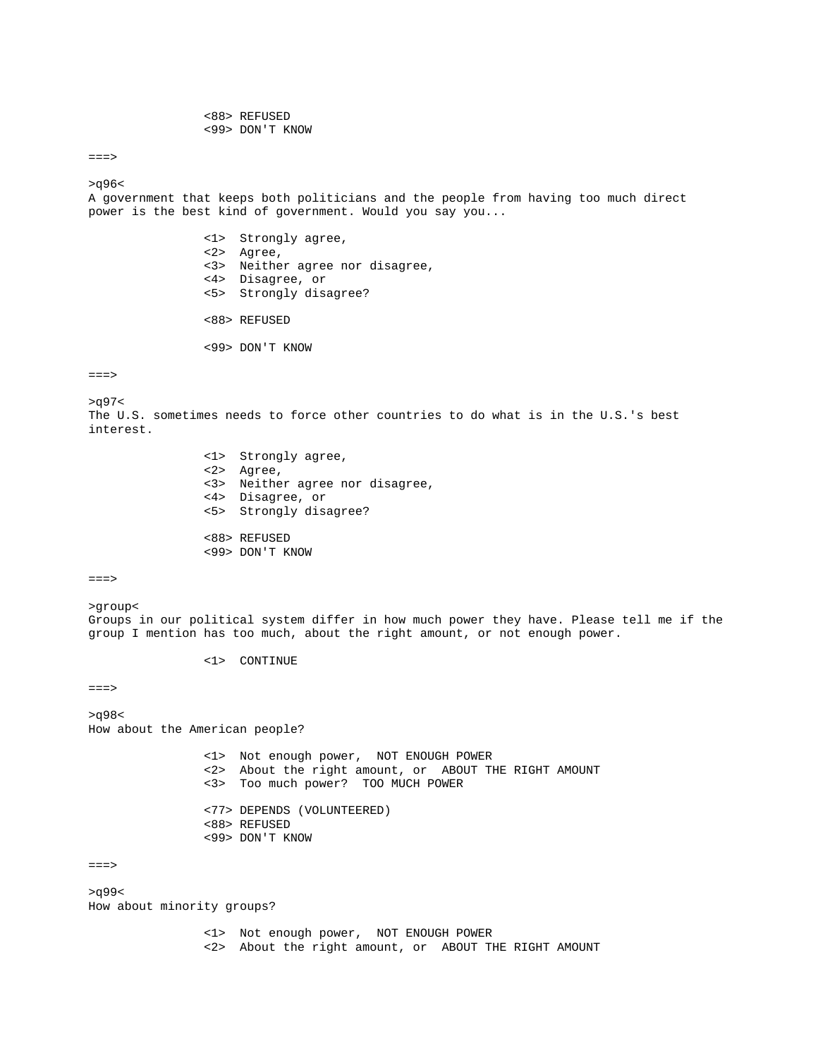<88> REFUSED
<99> DON'T KNOW

===>

>q96<
A government that keeps both politicians and the people from having too much direct power is the best kind of government. Would you say you...

<1>  Strongly agree,
<2>  Agree,
<3>  Neither agree nor disagree,
<4>  Disagree, or
<5>  Strongly disagree?

<88> REFUSED

<99> DON'T KNOW

===>

>q97<
The U.S. sometimes needs to force other countries to do what is in the U.S.'s best interest.

<1>  Strongly agree,
<2>  Agree,
<3>  Neither agree nor disagree,
<4>  Disagree, or
<5>  Strongly disagree?

<88> REFUSED
<99> DON'T KNOW

===>

>group<
Groups in our political system differ in how much power they have. Please tell me if the group I mention has too much, about the right amount, or not enough power.

<1>  CONTINUE

===>

>q98<
How about the American people?

<1>  Not enough power,  NOT ENOUGH POWER
<2>  About the right amount, or  ABOUT THE RIGHT AMOUNT
<3>  Too much power?  TOO MUCH POWER

<77> DEPENDS (VOLUNTEERED)
<88> REFUSED
<99> DON'T KNOW

===>

>q99<
How about minority groups?

<1>  Not enough power,  NOT ENOUGH POWER
<2>  About the right amount, or  ABOUT THE RIGHT AMOUNT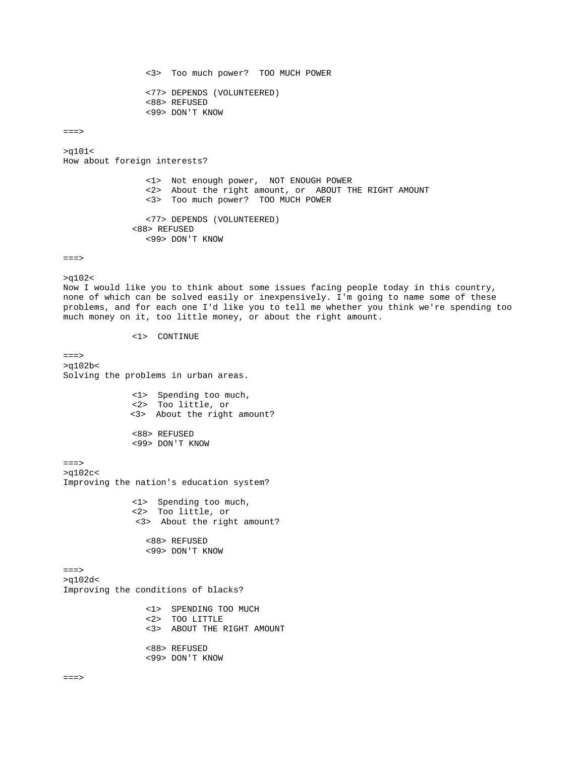```
                <3>  Too much power?  TOO MUCH POWER

                <77> DEPENDS (VOLUNTEERED)
                <88> REFUSED
                <99> DON'T KNOW

===>

>q101<
How about foreign interests?

                <1>  Not enough power,  NOT ENOUGH POWER
                <2>  About the right amount, or  ABOUT THE RIGHT AMOUNT
                <3>  Too much power?  TOO MUCH POWER

                <77> DEPENDS (VOLUNTEERED)
             <88> REFUSED
                <99> DON'T KNOW

===>

>q102<
Now I would like you to think about some issues facing people today in this country,
none of which can be solved easily or inexpensively. I'm going to name some of these
problems, and for each one I'd like you to tell me whether you think we're spending too
much money on it, too little money, or about the right amount.

             <1>  CONTINUE

===>
>q102b<
Solving the problems in urban areas.

             <1>  Spending too much,
             <2>  Too little, or
             <3>  About the right amount?

             <88> REFUSED
             <99> DON'T KNOW

===>
>q102c<
Improving the nation's education system?

             <1>  Spending too much,
             <2>  Too little, or
              <3>  About the right amount?

                <88> REFUSED
                <99> DON'T KNOW

===>
>q102d<
Improving the conditions of blacks?

                <1>  SPENDING TOO MUCH
                <2>  TOO LITTLE
                <3>  ABOUT THE RIGHT AMOUNT

                <88> REFUSED
                <99> DON'T KNOW

===>
```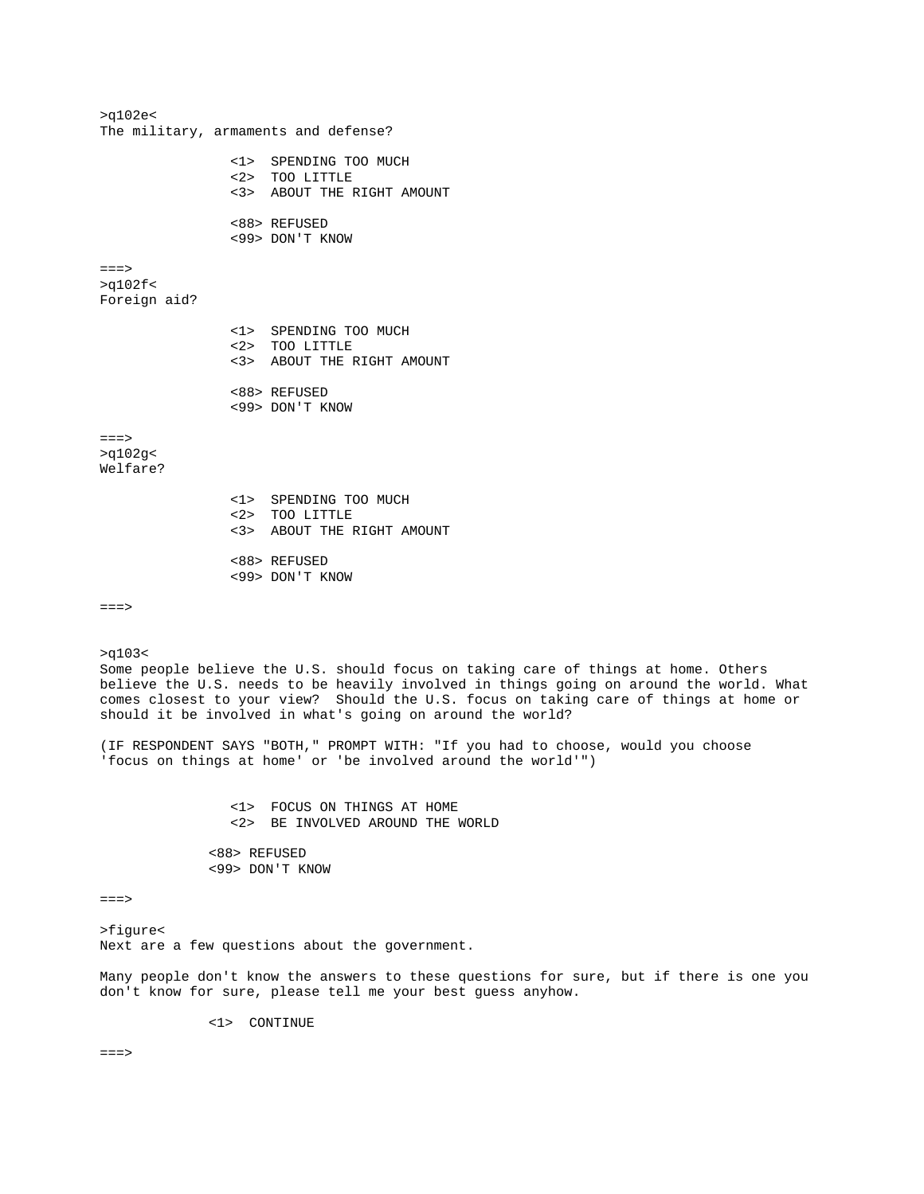>q102e<
The military, armaments and defense?

```
<1>  SPENDING TOO MUCH
<2>  TOO LITTLE
<3>  ABOUT THE RIGHT AMOUNT

<88> REFUSED
<99> DON'T KNOW
```

===>
>q102f<
Foreign aid?

```
<1>  SPENDING TOO MUCH
<2>  TOO LITTLE
<3>  ABOUT THE RIGHT AMOUNT

<88> REFUSED
<99> DON'T KNOW
```

===>
>q102g<
Welfare?

```
<1>  SPENDING TOO MUCH
<2>  TOO LITTLE
<3>  ABOUT THE RIGHT AMOUNT

<88> REFUSED
<99> DON'T KNOW
```

===>

>q103<
Some people believe the U.S. should focus on taking care of things at home. Others believe the U.S. needs to be heavily involved in things going on around the world. What comes closest to your view? Should the U.S. focus on taking care of things at home or should it be involved in what's going on around the world?

(IF RESPONDENT SAYS "BOTH," PROMPT WITH: "If you had to choose, would you choose 'focus on things at home' or 'be involved around the world'")

```
<1>  FOCUS ON THINGS AT HOME
<2>  BE INVOLVED AROUND THE WORLD

<88> REFUSED
<99> DON'T KNOW
```

===>

>figure<
Next are a few questions about the government.

Many people don't know the answers to these questions for sure, but if there is one you don't know for sure, please tell me your best guess anyhow.

```
<1>  CONTINUE
```

===>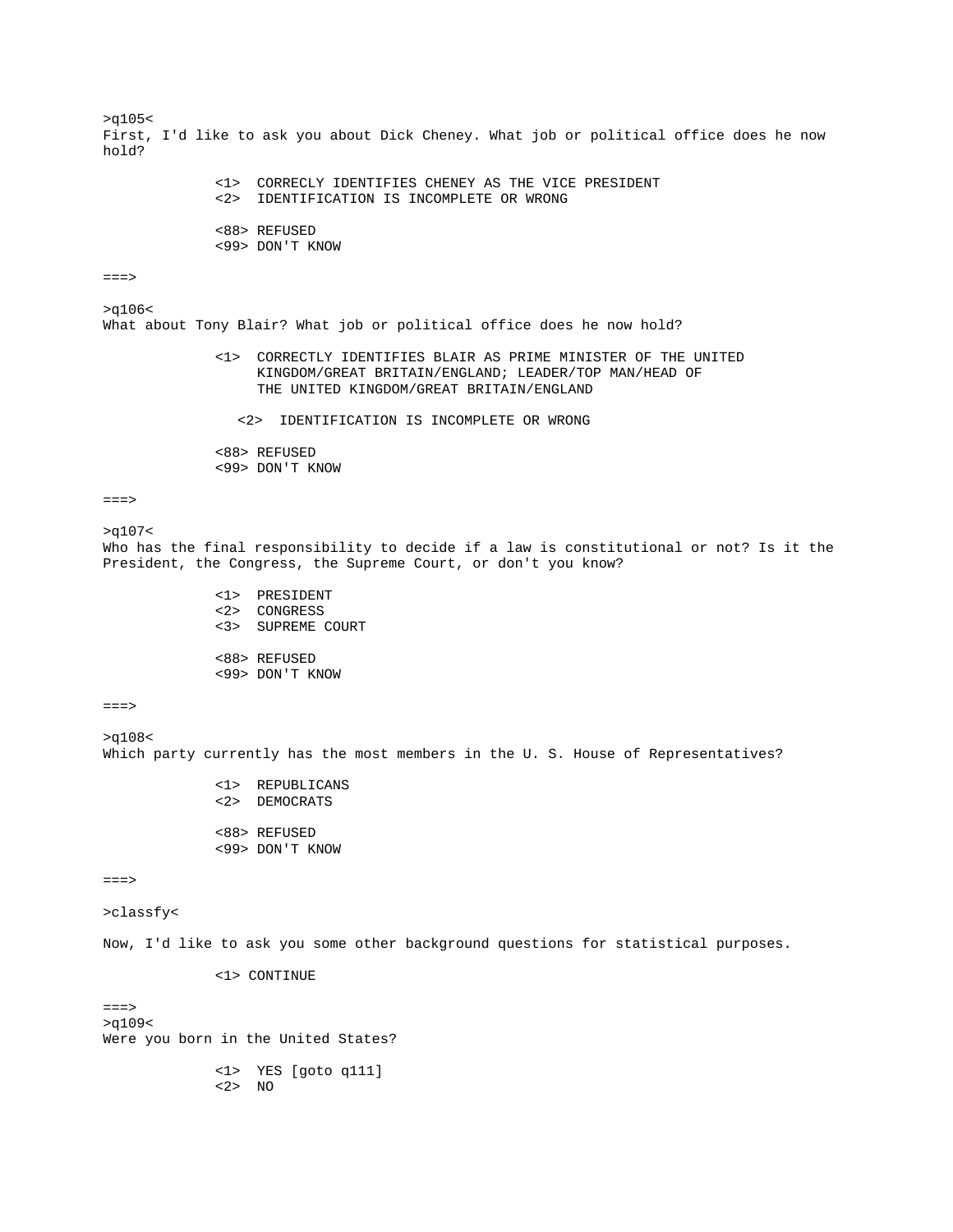>q105<
First, I'd like to ask you about Dick Cheney. What job or political office does he now hold?

<1> CORRECLY IDENTIFIES CHENEY AS THE VICE PRESIDENT
<2> IDENTIFICATION IS INCOMPLETE OR WRONG

<88> REFUSED
<99> DON'T KNOW

===>

>q106<
What about Tony Blair? What job or political office does he now hold?

<1> CORRECTLY IDENTIFIES BLAIR AS PRIME MINISTER OF THE UNITED KINGDOM/GREAT BRITAIN/ENGLAND; LEADER/TOP MAN/HEAD OF THE UNITED KINGDOM/GREAT BRITAIN/ENGLAND

<2> IDENTIFICATION IS INCOMPLETE OR WRONG

<88> REFUSED
<99> DON'T KNOW

===>

>q107<
Who has the final responsibility to decide if a law is constitutional or not? Is it the President, the Congress, the Supreme Court, or don't you know?

<1> PRESIDENT
<2> CONGRESS
<3> SUPREME COURT

<88> REFUSED
<99> DON'T KNOW

===>

>q108<
Which party currently has the most members in the U. S. House of Representatives?

<1> REPUBLICANS
<2> DEMOCRATS

<88> REFUSED
<99> DON'T KNOW

===>

>classfy<

Now, I'd like to ask you some other background questions for statistical purposes.

<1> CONTINUE

===>

>q109<
Were you born in the United States?

<1> YES [goto q111]
<2> NO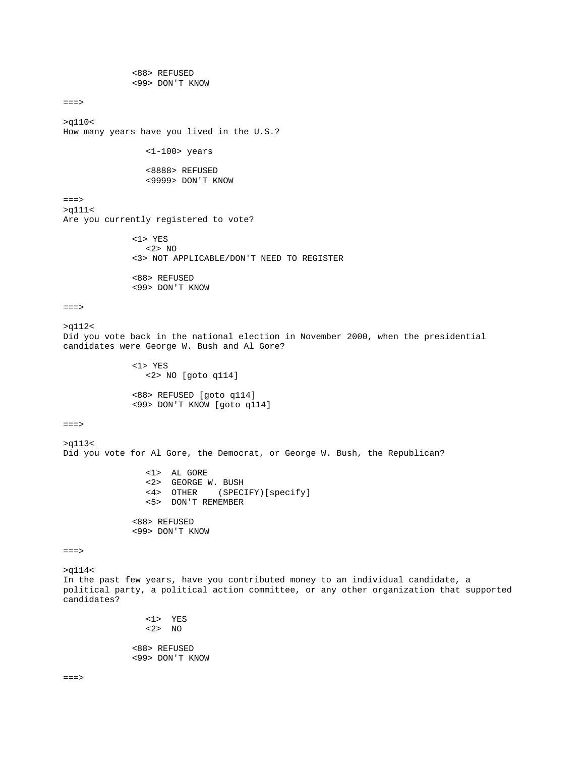<88> REFUSED
<99> DON'T KNOW

===>

>q110<
How many years have you lived in the U.S.?

<1-100> years

<8888> REFUSED
<9999> DON'T KNOW

===>
>q111<
Are you currently registered to vote?

<1> YES
<2> NO
<3> NOT APPLICABLE/DON'T NEED TO REGISTER

<88> REFUSED
<99> DON'T KNOW

===>

>q112<
Did you vote back in the national election in November 2000, when the presidential candidates were George W. Bush and Al Gore?

<1> YES
<2> NO [goto q114]

<88> REFUSED [goto q114]
<99> DON'T KNOW [goto q114]

===>

>q113<
Did you vote for Al Gore, the Democrat, or George W. Bush, the Republican?

<1> AL GORE
<2> GEORGE W. BUSH
<4> OTHER (SPECIFY)[specify]
<5> DON'T REMEMBER

<88> REFUSED
<99> DON'T KNOW

===>

>q114<
In the past few years, have you contributed money to an individual candidate, a political party, a political action committee, or any other organization that supported candidates?

<1> YES
<2> NO

<88> REFUSED
<99> DON'T KNOW

===>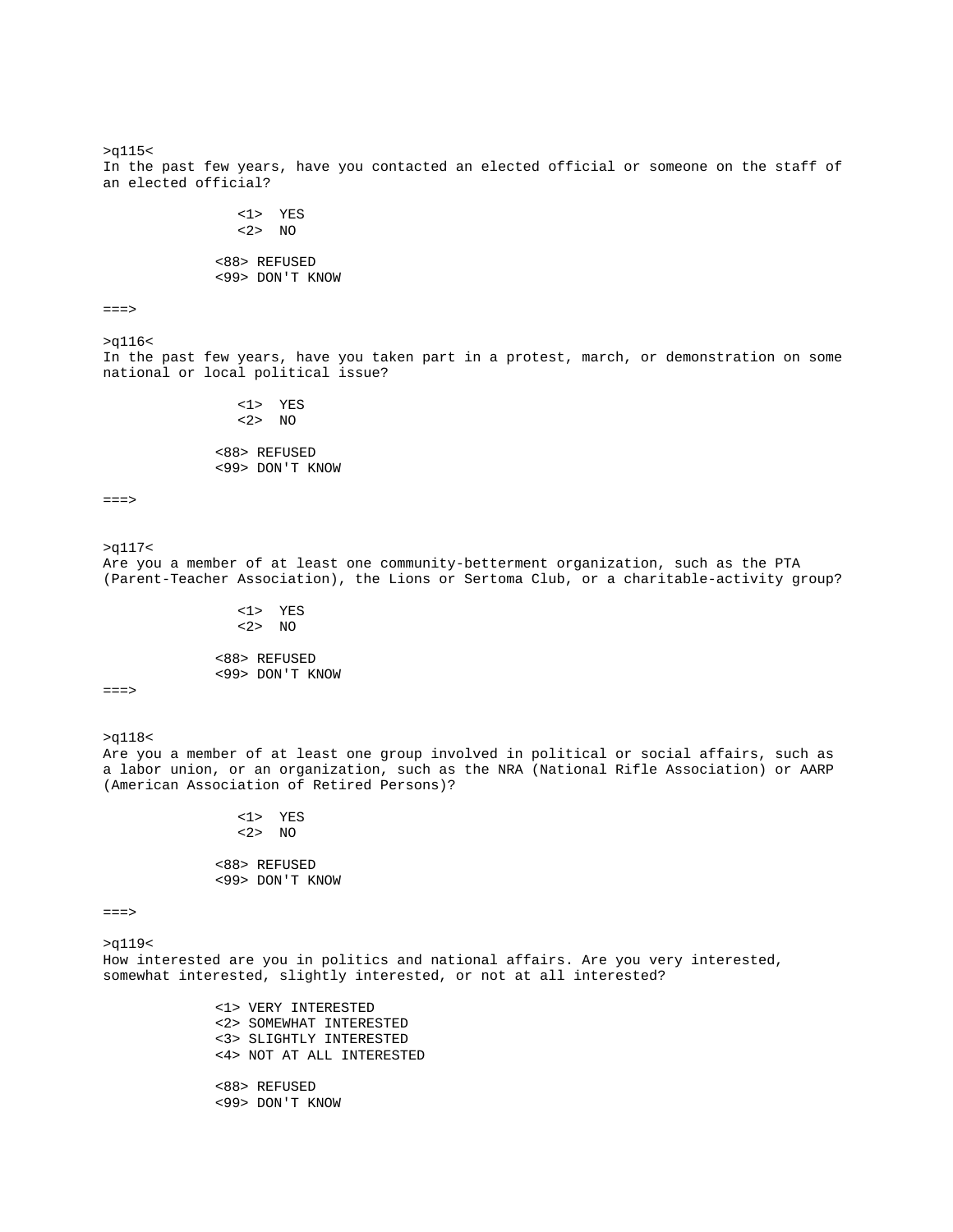>q115<
In the past few years, have you contacted an elected official or someone on the staff of an elected official?

<1> YES
<2> NO

<88> REFUSED
<99> DON'T KNOW

===>

>q116<
In the past few years, have you taken part in a protest, march, or demonstration on some national or local political issue?

<1> YES
<2> NO

<88> REFUSED
<99> DON'T KNOW

===>

>q117<
Are you a member of at least one community-betterment organization, such as the PTA (Parent-Teacher Association), the Lions or Sertoma Club, or a charitable-activity group?

<1> YES
<2> NO

<88> REFUSED
<99> DON'T KNOW
===>

>q118<
Are you a member of at least one group involved in political or social affairs, such as a labor union, or an organization, such as the NRA (National Rifle Association) or AARP (American Association of Retired Persons)?

<1> YES
<2> NO

<88> REFUSED
<99> DON'T KNOW

===>

>q119<
How interested are you in politics and national affairs. Are you very interested, somewhat interested, slightly interested, or not at all interested?

<1> VERY INTERESTED
<2> SOMEWHAT INTERESTED
<3> SLIGHTLY INTERESTED
<4> NOT AT ALL INTERESTED

<88> REFUSED
<99> DON'T KNOW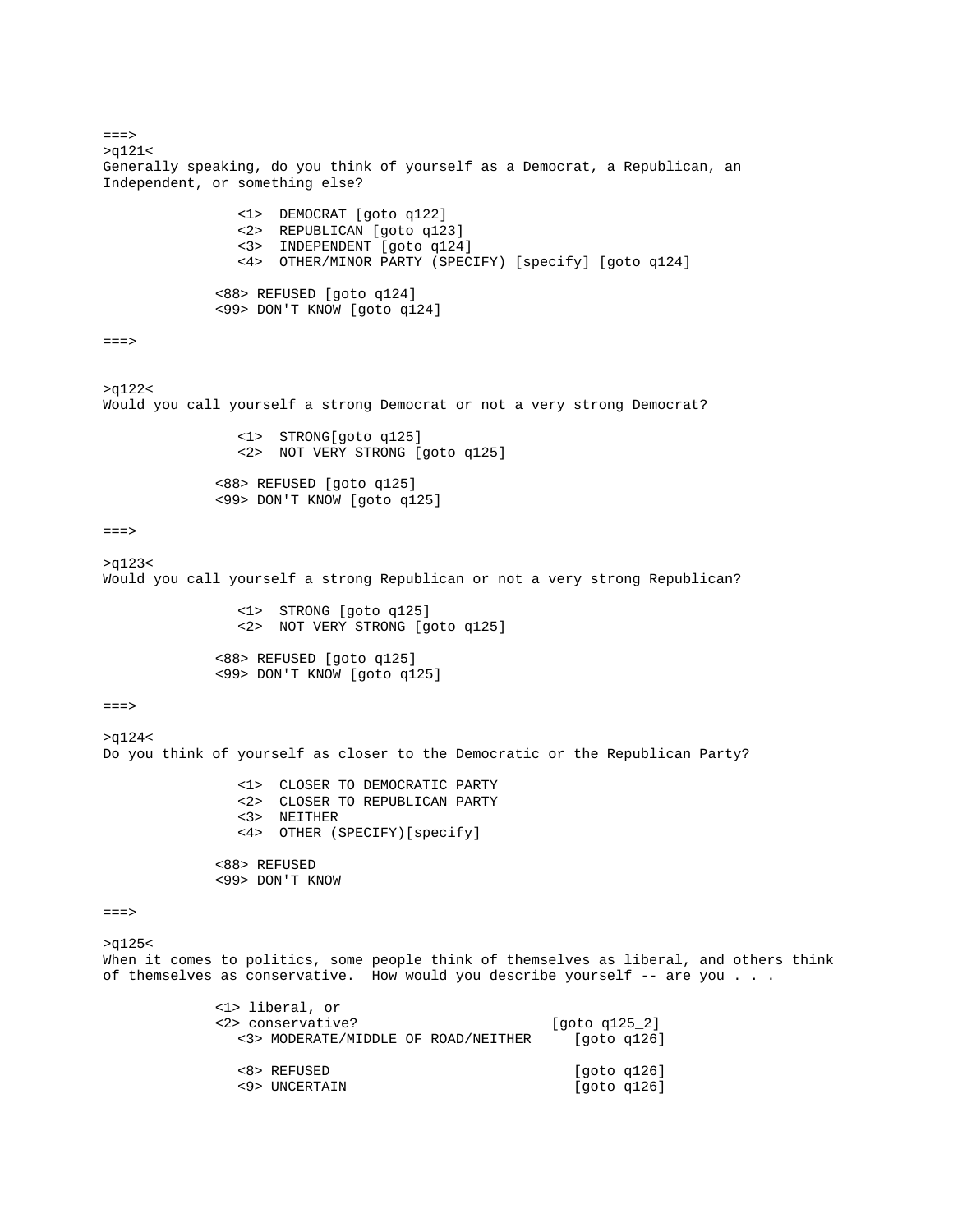```
===>
>q121<
Generally speaking, do you think of yourself as a Democrat, a Republican, an
Independent, or something else?

                <1>  DEMOCRAT [goto q122]
                <2>  REPUBLICAN [goto q123]
                <3>  INDEPENDENT [goto q124]
                <4>  OTHER/MINOR PARTY (SPECIFY) [specify] [goto q124]

             <88> REFUSED [goto q124]
             <99> DON'T KNOW [goto q124]

===>


>q122<
Would you call yourself a strong Democrat or not a very strong Democrat?

                <1>  STRONG[goto q125]
                <2>  NOT VERY STRONG [goto q125]

             <88> REFUSED [goto q125]
             <99> DON'T KNOW [goto q125]

===>

>q123<
Would you call yourself a strong Republican or not a very strong Republican?

                <1>  STRONG [goto q125]
                <2>  NOT VERY STRONG [goto q125]

             <88> REFUSED [goto q125]
             <99> DON'T KNOW [goto q125]

===>

>q124<
Do you think of yourself as closer to the Democratic or the Republican Party?

                <1>  CLOSER TO DEMOCRATIC PARTY
                <2>  CLOSER TO REPUBLICAN PARTY
                <3>  NEITHER
                <4>  OTHER (SPECIFY)[specify]

             <88> REFUSED
             <99> DON'T KNOW

===>

>q125<
When it comes to politics, some people think of themselves as liberal, and others think
of themselves as conservative.  How would you describe yourself -- are you . . .

             <1> liberal, or
             <2> conservative?                       [goto q125_2]
                <3> MODERATE/MIDDLE OF ROAD/NEITHER     [goto q126]

                <8> REFUSED                             [goto q126]
                <9> UNCERTAIN                           [goto q126]
```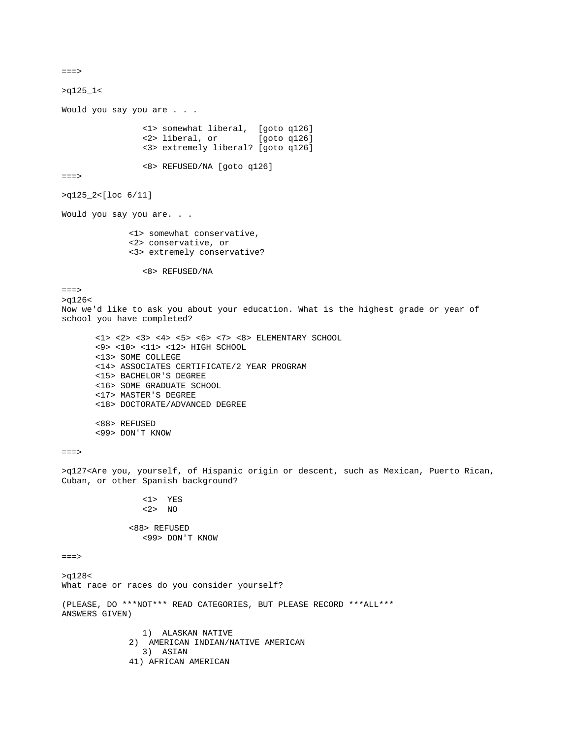===>

>q125_1<

Would you say you are . . .

<1> somewhat liberal, [goto q126]
<2> liberal, or [goto q126]
<3> extremely liberal? [goto q126]

<8> REFUSED/NA [goto q126]

===>

>q125_2<[loc 6/11]

Would you say you are. . .

<1> somewhat conservative,
<2> conservative, or
<3> extremely conservative?

<8> REFUSED/NA

===>

>q126<
Now we'd like to ask you about your education. What is the highest grade or year of school you have completed?

<1> <2> <3> <4> <5> <6> <7> <8> ELEMENTARY SCHOOL
<9> <10> <11> <12> HIGH SCHOOL
<13> SOME COLLEGE
<14> ASSOCIATES CERTIFICATE/2 YEAR PROGRAM
<15> BACHELOR'S DEGREE
<16> SOME GRADUATE SCHOOL
<17> MASTER'S DEGREE
<18> DOCTORATE/ADVANCED DEGREE

<88> REFUSED
<99> DON'T KNOW

===>

>q127<Are you, yourself, of Hispanic origin or descent, such as Mexican, Puerto Rican, Cuban, or other Spanish background?

<1> YES
<2> NO

<88> REFUSED
<99> DON'T KNOW

===>

>q128<
What race or races do you consider yourself?

(PLEASE, DO ***NOT*** READ CATEGORIES, BUT PLEASE RECORD ***ALL*** ANSWERS GIVEN)

1) ALASKAN NATIVE
2) AMERICAN INDIAN/NATIVE AMERICAN
3) ASIAN
41) AFRICAN AMERICAN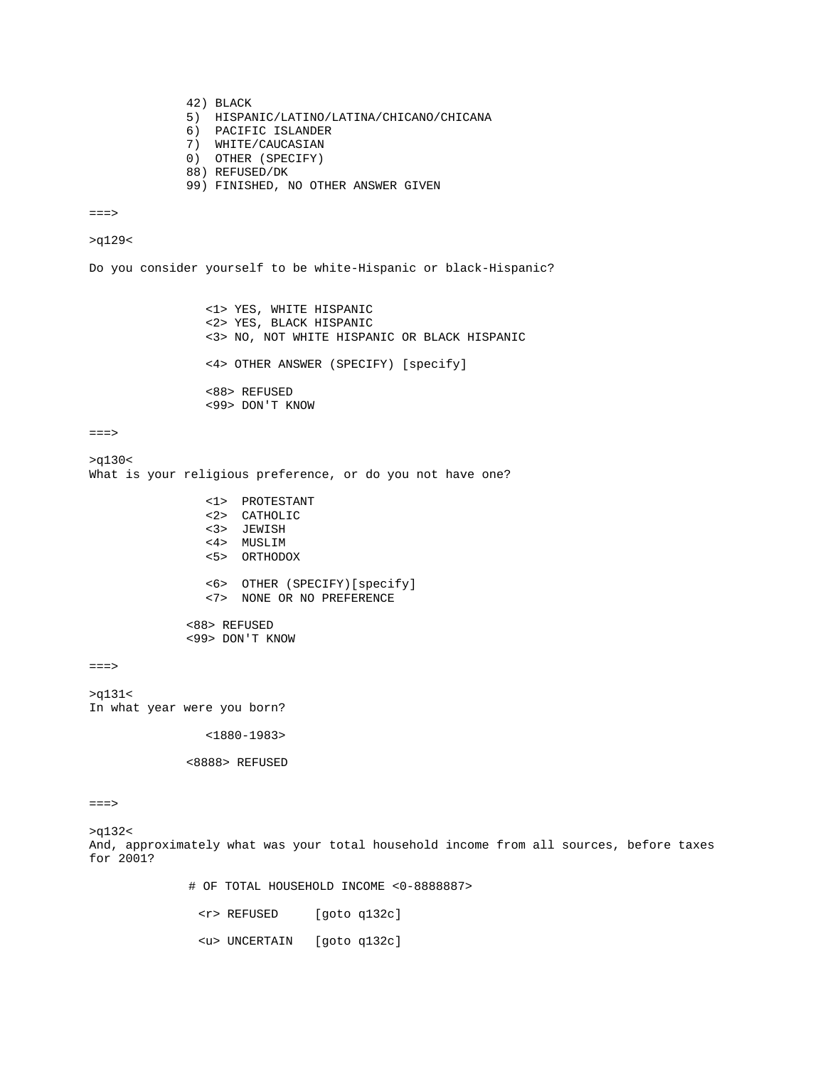```
        42) BLACK
        5)  HISPANIC/LATINO/LATINA/CHICANO/CHICANA
        6)  PACIFIC ISLANDER
        7)  WHITE/CAUCASIAN
        0)  OTHER (SPECIFY)
        88) REFUSED/DK
        99) FINISHED, NO OTHER ANSWER GIVEN

===>

>q129<

Do you consider yourself to be white-Hispanic or black-Hispanic?


          <1> YES, WHITE HISPANIC
          <2> YES, BLACK HISPANIC
          <3> NO, NOT WHITE HISPANIC OR BLACK HISPANIC

          <4> OTHER ANSWER (SPECIFY) [specify]

          <88> REFUSED
          <99> DON'T KNOW

===>

>q130<
What is your religious preference, or do you not have one?

          <1>  PROTESTANT
          <2>  CATHOLIC
          <3>  JEWISH
          <4>  MUSLIM
          <5>  ORTHODOX

          <6>  OTHER (SPECIFY)[specify]
          <7>  NONE OR NO PREFERENCE

        <88> REFUSED
        <99> DON'T KNOW

===>

>q131<
In what year were you born?

          <1880-1983>

        <8888> REFUSED


===>

>q132<
And, approximately what was your total household income from all sources, before taxes
for 2001?

        # OF TOTAL HOUSEHOLD INCOME <0-8888887>

         <r> REFUSED     [goto q132c]

         <u> UNCERTAIN   [goto q132c]
```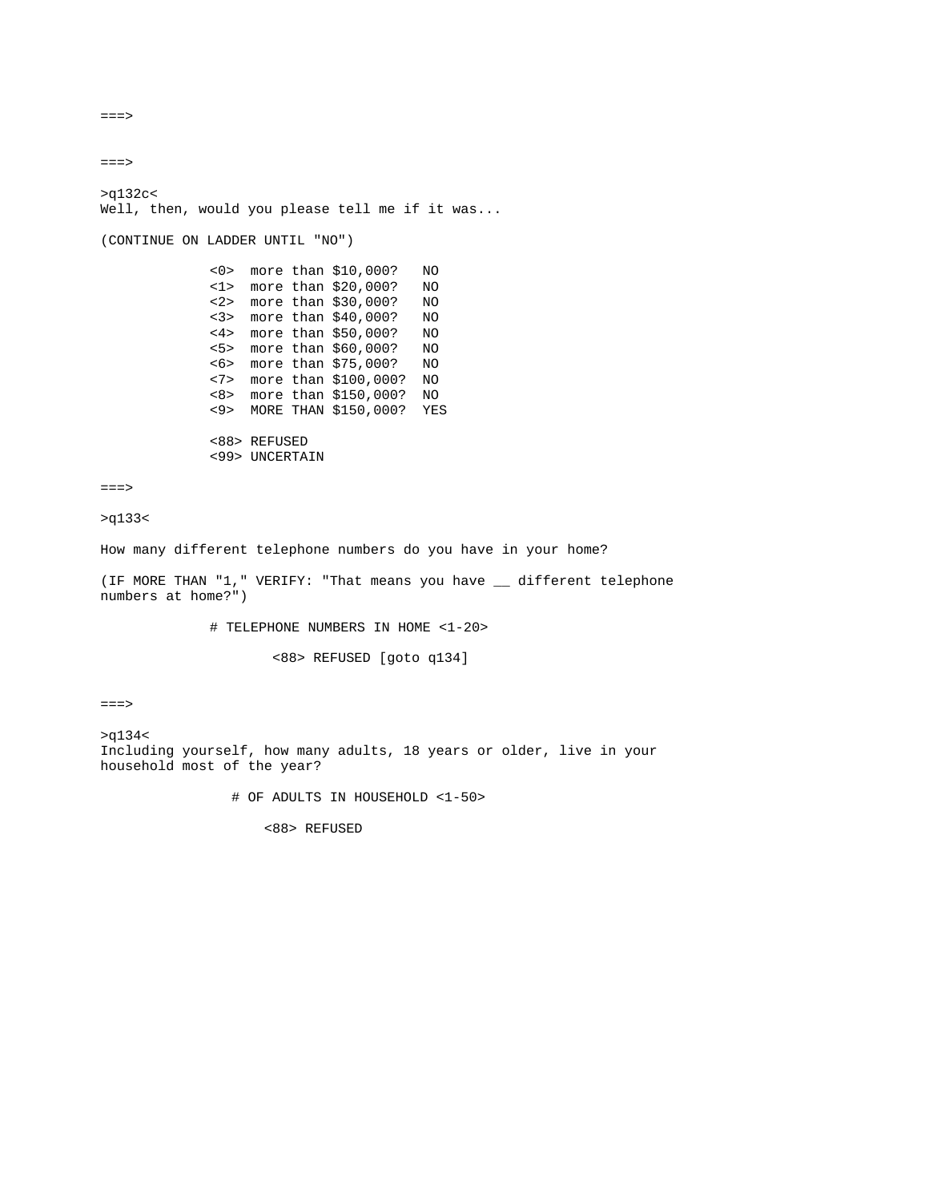===>

===>

>q132c<
Well, then, would you please tell me if it was...

(CONTINUE ON LADDER UNTIL "NO")

```
<0>  more than $10,000?   NO
<1>  more than $20,000?   NO
<2>  more than $30,000?   NO
<3>  more than $40,000?   NO
<4>  more than $50,000?   NO
<5>  more than $60,000?   NO
<6>  more than $75,000?   NO
<7>  more than $100,000?  NO
<8>  more than $150,000?  NO
<9>  MORE THAN $150,000?  YES

<88> REFUSED
<99> UNCERTAIN
```

===>

>q133<

How many different telephone numbers do you have in your home?

(IF MORE THAN "1," VERIFY: "That means you have __ different telephone numbers at home?")

```
# TELEPHONE NUMBERS IN HOME <1-20>

        <88> REFUSED [goto q134]
```

===>

>q134<
Including yourself, how many adults, 18 years or older, live in your household most of the year?

```
# OF ADULTS IN HOUSEHOLD <1-50>

    <88> REFUSED
```